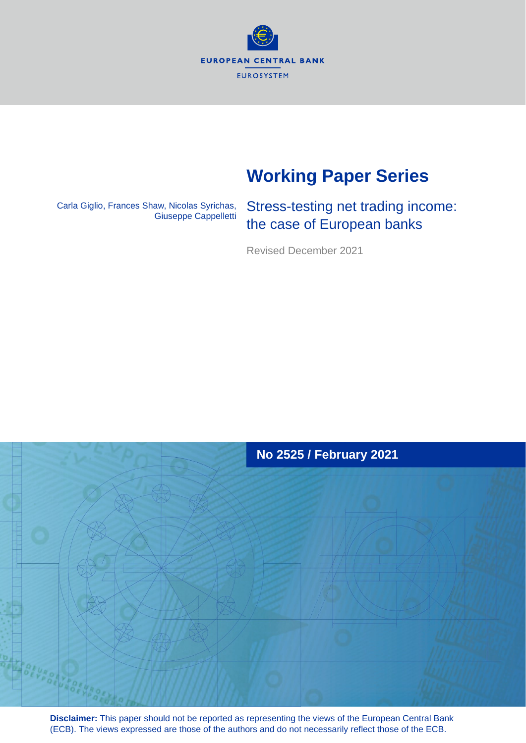EUROPEAN CENTRAL BANK

EUROSYSTEM

# Working Paper Series

Carla Giglio, Frances Shaw, Nicolas Syrichas, Giuseppe Cappelletti

## Stress-testing net trading income: the case of European banks

Revised December 2021

**No 2525 / February 2021**

**Disclaimer:** This paper should not be reported as representing the views of the European Central Bank (ECB). The views expressed are those of the authors and do not necessarily reflect those of the ECB.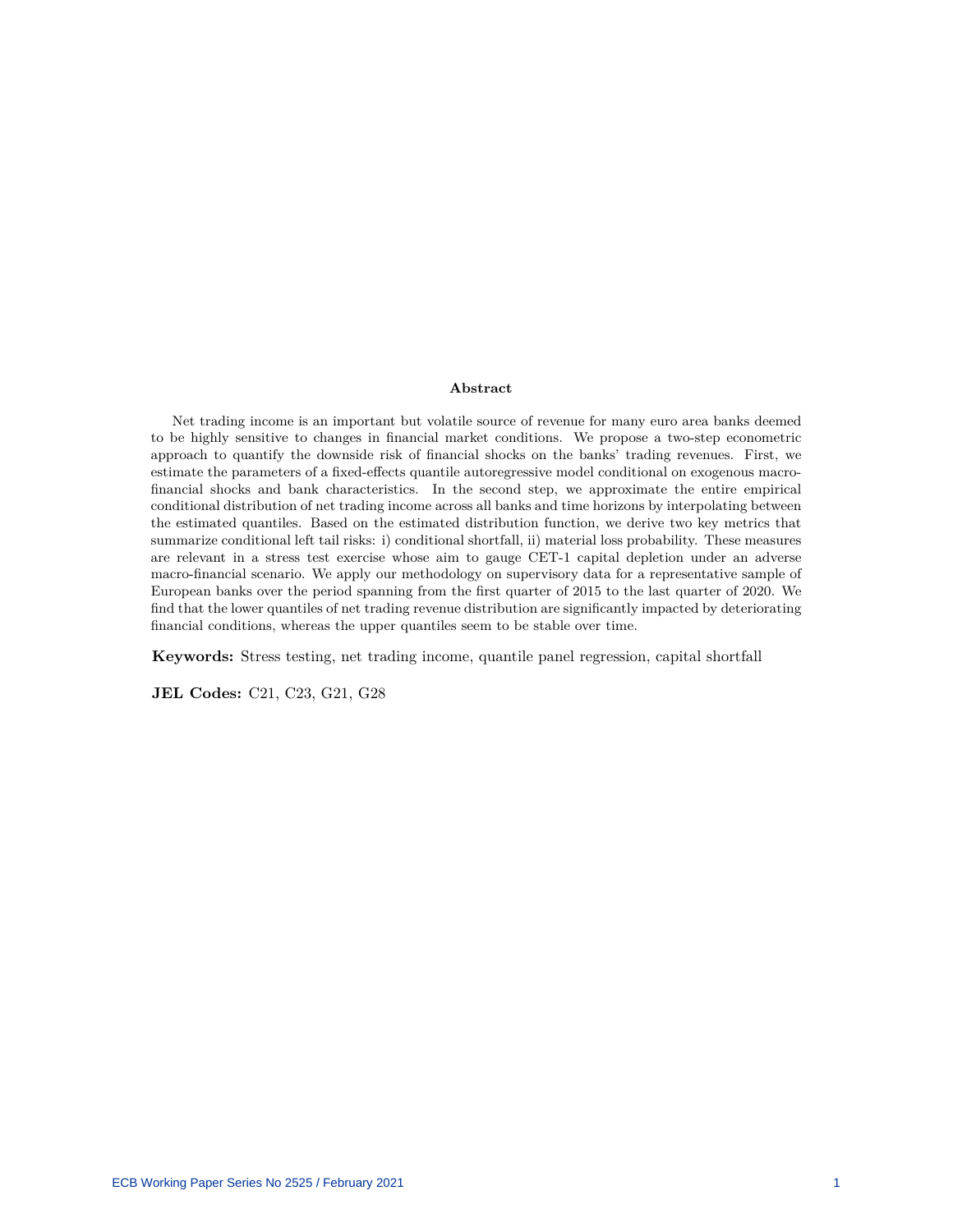## Abstract

Net trading income is an important but volatile source of revenue for many euro area banks deemed to be highly sensitive to changes in financial market conditions. We propose a two-step econometric approach to quantify the downside risk of financial shocks on the banks' trading revenues. First, we estimate the parameters of a fixed-effects quantile autoregressive model conditional on exogenous macro-financial shocks and bank characteristics. In the second step, we approximate the entire empirical conditional distribution of net trading income across all banks and time horizons by interpolating between the estimated quantiles. Based on the estimated distribution function, we derive two key metrics that summarize conditional left tail risks: i) conditional shortfall, ii) material loss probability. These measures are relevant in a stress test exercise whose aim to gauge CET-1 capital depletion under an adverse macro-financial scenario. We apply our methodology on supervisory data for a representative sample of European banks over the period spanning from the first quarter of 2015 to the last quarter of 2020. We find that the lower quantiles of net trading revenue distribution are significantly impacted by deteriorating financial conditions, whereas the upper quantiles seem to be stable over time.

**Keywords:** Stress testing, net trading income, quantile panel regression, capital shortfall

**JEL Codes:** C21, C23, G21, G28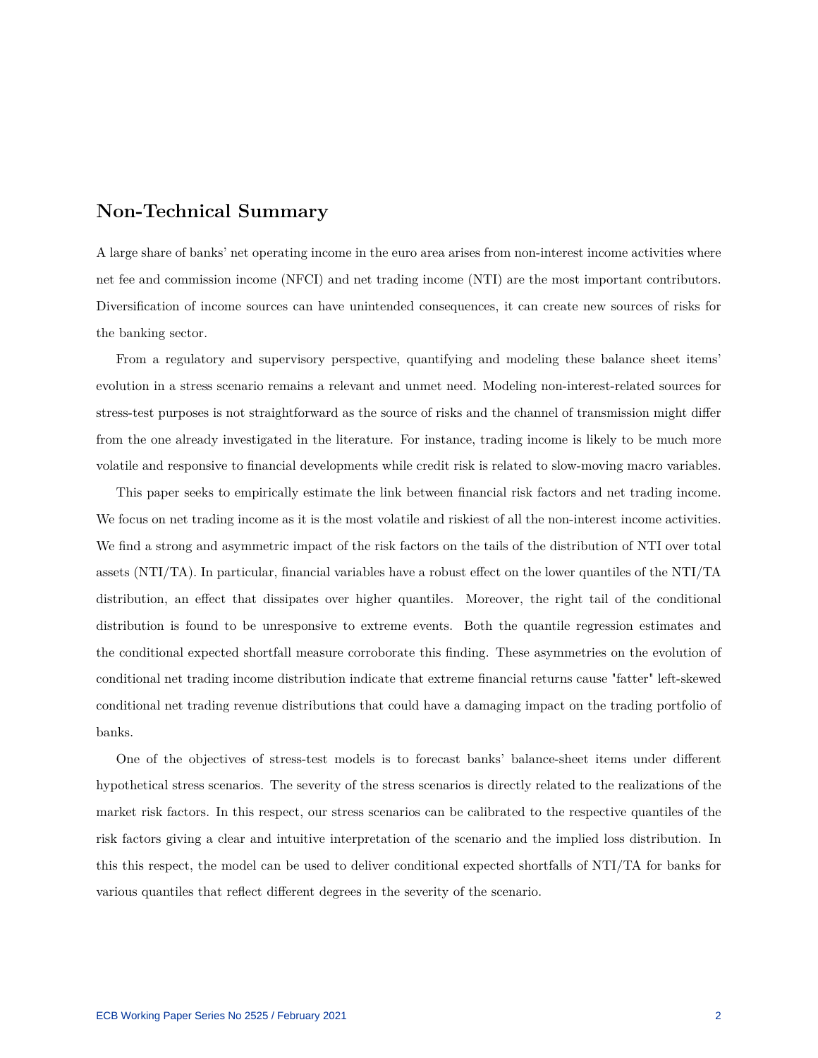## Non-Technical Summary

A large share of banks' net operating income in the euro area arises from non-interest income activities where net fee and commission income (NFCI) and net trading income (NTI) are the most important contributors. Diversification of income sources can have unintended consequences, it can create new sources of risks for the banking sector.

From a regulatory and supervisory perspective, quantifying and modeling these balance sheet items' evolution in a stress scenario remains a relevant and unmet need. Modeling non-interest-related sources for stress-test purposes is not straightforward as the source of risks and the channel of transmission might differ from the one already investigated in the literature. For instance, trading income is likely to be much more volatile and responsive to financial developments while credit risk is related to slow-moving macro variables.

This paper seeks to empirically estimate the link between financial risk factors and net trading income. We focus on net trading income as it is the most volatile and riskiest of all the non-interest income activities. We find a strong and asymmetric impact of the risk factors on the tails of the distribution of NTI over total assets (NTI/TA). In particular, financial variables have a robust effect on the lower quantiles of the NTI/TA distribution, an effect that dissipates over higher quantiles. Moreover, the right tail of the conditional distribution is found to be unresponsive to extreme events. Both the quantile regression estimates and the conditional expected shortfall measure corroborate this finding. These asymmetries on the evolution of conditional net trading income distribution indicate that extreme financial returns cause "fatter" left-skewed conditional net trading revenue distributions that could have a damaging impact on the trading portfolio of banks.

One of the objectives of stress-test models is to forecast banks' balance-sheet items under different hypothetical stress scenarios. The severity of the stress scenarios is directly related to the realizations of the market risk factors. In this respect, our stress scenarios can be calibrated to the respective quantiles of the risk factors giving a clear and intuitive interpretation of the scenario and the implied loss distribution. In this this respect, the model can be used to deliver conditional expected shortfalls of NTI/TA for banks for various quantiles that reflect different degrees in the severity of the scenario.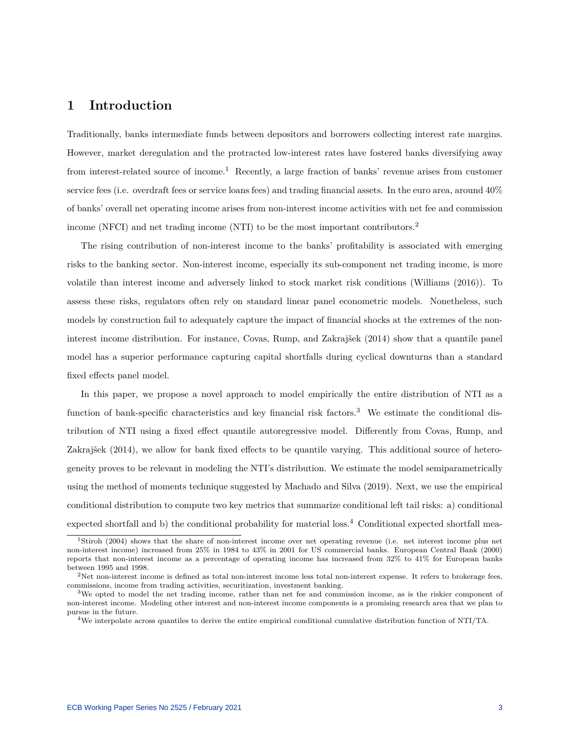# 1 Introduction

Traditionally, banks intermediate funds between depositors and borrowers collecting interest rate margins. However, market deregulation and the protracted low-interest rates have fostered banks diversifying away from interest-related source of income.[1] Recently, a large fraction of banks' revenue arises from customer service fees (i.e. overdraft fees or service loans fees) and trading financial assets. In the euro area, around 40% of banks' overall net operating income arises from non-interest income activities with net fee and commission income (NFCI) and net trading income (NTI) to be the most important contributors.[2]

The rising contribution of non-interest income to the banks' profitability is associated with emerging risks to the banking sector. Non-interest income, especially its sub-component net trading income, is more volatile than interest income and adversely linked to stock market risk conditions (Williams (2016)). To assess these risks, regulators often rely on standard linear panel econometric models. Nonetheless, such models by construction fail to adequately capture the impact of financial shocks at the extremes of the non-interest income distribution. For instance, Covas, Rump, and Zakrajšek (2014) show that a quantile panel model has a superior performance capturing capital shortfalls during cyclical downturns than a standard fixed effects panel model.

In this paper, we propose a novel approach to model empirically the entire distribution of NTI as a function of bank-specific characteristics and key financial risk factors.[3] We estimate the conditional distribution of NTI using a fixed effect quantile autoregressive model. Differently from Covas, Rump, and Zakrajšek (2014), we allow for bank fixed effects to be quantile varying. This additional source of heterogeneity proves to be relevant in modeling the NTI's distribution. We estimate the model semiparametrically using the method of moments technique suggested by Machado and Silva (2019). Next, we use the empirical conditional distribution to compute two key metrics that summarize conditional left tail risks: a) conditional expected shortfall and b) the conditional probability for material loss.[4] Conditional expected shortfall mea-

---

[1] Stiroh (2004) shows that the share of non-interest income over net operating revenue (i.e. net interest income plus net non-interest income) increased from 25% in 1984 to 43% in 2001 for US commercial banks. European Central Bank (2000) reports that non-interest income as a percentage of operating income has increased from 32% to 41% for European banks between 1995 and 1998.

[2] Net non-interest income is defined as total non-interest income less total non-interest expense. It refers to brokerage fees, commissions, income from trading activities, securitization, investment banking.

[3] We opted to model the net trading income, rather than net fee and commission income, as is the riskier component of non-interest income. Modeling other interest and non-interest income components is a promising research area that we plan to pursue in the future.

[4] We interpolate across quantiles to derive the entire empirical conditional cumulative distribution function of NTI/TA.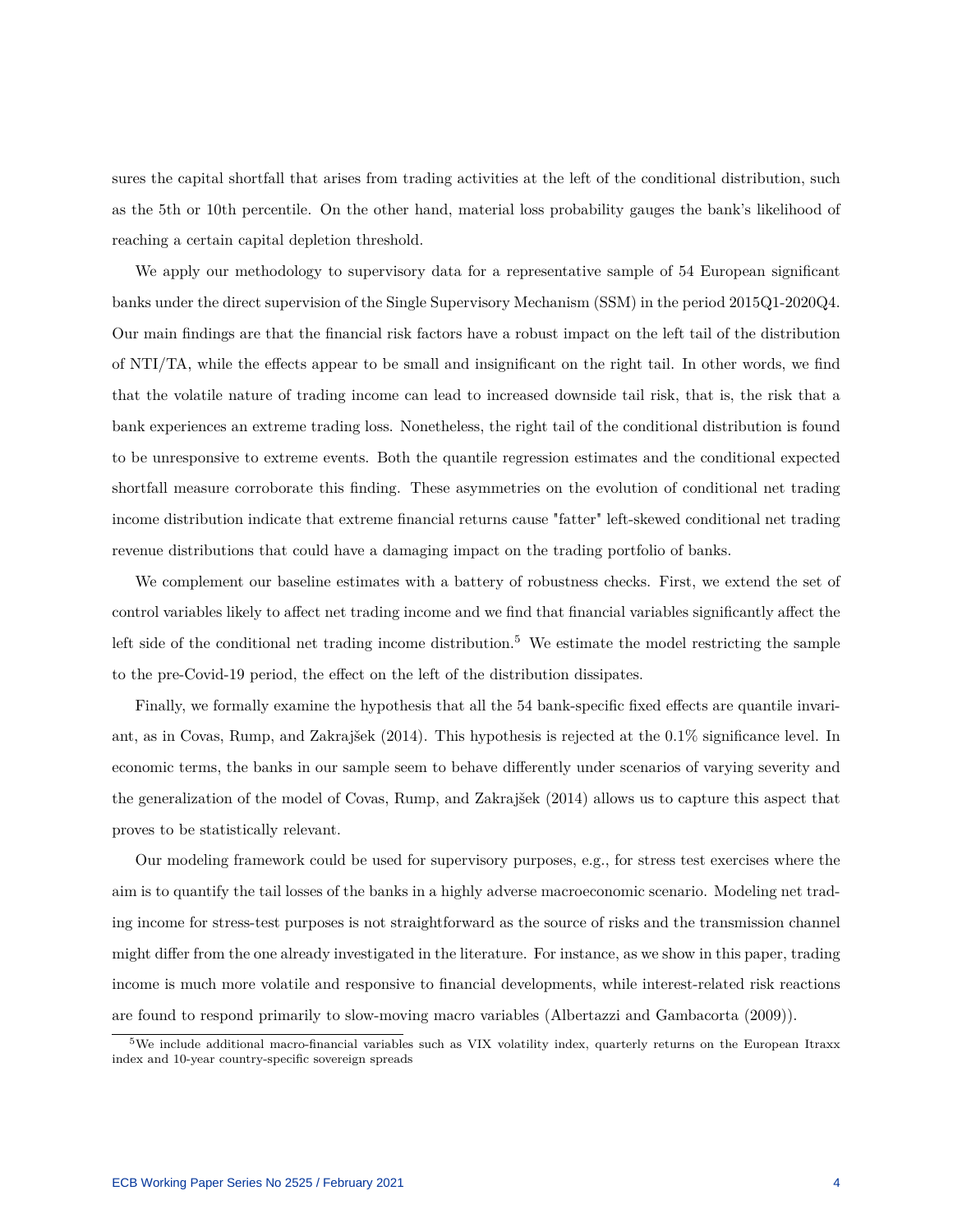sures the capital shortfall that arises from trading activities at the left of the conditional distribution, such as the 5th or 10th percentile. On the other hand, material loss probability gauges the bank's likelihood of reaching a certain capital depletion threshold.

We apply our methodology to supervisory data for a representative sample of 54 European significant banks under the direct supervision of the Single Supervisory Mechanism (SSM) in the period 2015Q1-2020Q4. Our main findings are that the financial risk factors have a robust impact on the left tail of the distribution of NTI/TA, while the effects appear to be small and insignificant on the right tail. In other words, we find that the volatile nature of trading income can lead to increased downside tail risk, that is, the risk that a bank experiences an extreme trading loss. Nonetheless, the right tail of the conditional distribution is found to be unresponsive to extreme events. Both the quantile regression estimates and the conditional expected shortfall measure corroborate this finding. These asymmetries on the evolution of conditional net trading income distribution indicate that extreme financial returns cause "fatter" left-skewed conditional net trading revenue distributions that could have a damaging impact on the trading portfolio of banks.

We complement our baseline estimates with a battery of robustness checks. First, we extend the set of control variables likely to affect net trading income and we find that financial variables significantly affect the left side of the conditional net trading income distribution.[5] We estimate the model restricting the sample to the pre-Covid-19 period, the effect on the left of the distribution dissipates.

Finally, we formally examine the hypothesis that all the 54 bank-specific fixed effects are quantile invariant, as in Covas, Rump, and Zakrajšek (2014). This hypothesis is rejected at the 0.1% significance level. In economic terms, the banks in our sample seem to behave differently under scenarios of varying severity and the generalization of the model of Covas, Rump, and Zakrajšek (2014) allows us to capture this aspect that proves to be statistically relevant.

Our modeling framework could be used for supervisory purposes, e.g., for stress test exercises where the aim is to quantify the tail losses of the banks in a highly adverse macroeconomic scenario. Modeling net trading income for stress-test purposes is not straightforward as the source of risks and the transmission channel might differ from the one already investigated in the literature. For instance, as we show in this paper, trading income is much more volatile and responsive to financial developments, while interest-related risk reactions are found to respond primarily to slow-moving macro variables (Albertazzi and Gambacorta (2009)).

[5] We include additional macro-financial variables such as VIX volatility index, quarterly returns on the European Itraxx index and 10-year country-specific sovereign spreads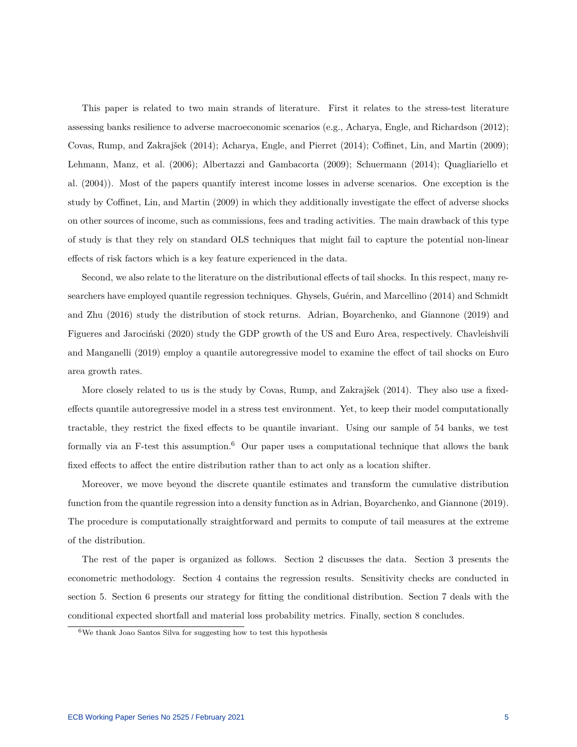This paper is related to two main strands of literature. First it relates to the stress-test literature assessing banks resilience to adverse macroeconomic scenarios (e.g., Acharya, Engle, and Richardson (2012); Covas, Rump, and Zakrajšek (2014); Acharya, Engle, and Pierret (2014); Coffinet, Lin, and Martin (2009); Lehmann, Manz, et al. (2006); Albertazzi and Gambacorta (2009); Schuermann (2014); Quagliariello et al. (2004)). Most of the papers quantify interest income losses in adverse scenarios. One exception is the study by Coffinet, Lin, and Martin (2009) in which they additionally investigate the effect of adverse shocks on other sources of income, such as commissions, fees and trading activities. The main drawback of this type of study is that they rely on standard OLS techniques that might fail to capture the potential non-linear effects of risk factors which is a key feature experienced in the data.

Second, we also relate to the literature on the distributional effects of tail shocks. In this respect, many researchers have employed quantile regression techniques. Ghysels, Guérin, and Marcellino (2014) and Schmidt and Zhu (2016) study the distribution of stock returns. Adrian, Boyarchenko, and Giannone (2019) and Figueres and Jarociński (2020) study the GDP growth of the US and Euro Area, respectively. Chavleishvili and Manganelli (2019) employ a quantile autoregressive model to examine the effect of tail shocks on Euro area growth rates.

More closely related to us is the study by Covas, Rump, and Zakrajšek (2014). They also use a fixed-effects quantile autoregressive model in a stress test environment. Yet, to keep their model computationally tractable, they restrict the fixed effects to be quantile invariant. Using our sample of 54 banks, we test formally via an F-test this assumption.[6] Our paper uses a computational technique that allows the bank fixed effects to affect the entire distribution rather than to act only as a location shifter.

Moreover, we move beyond the discrete quantile estimates and transform the cumulative distribution function from the quantile regression into a density function as in Adrian, Boyarchenko, and Giannone (2019). The procedure is computationally straightforward and permits to compute of tail measures at the extreme of the distribution.

The rest of the paper is organized as follows. Section 2 discusses the data. Section 3 presents the econometric methodology. Section 4 contains the regression results. Sensitivity checks are conducted in section 5. Section 6 presents our strategy for fitting the conditional distribution. Section 7 deals with the conditional expected shortfall and material loss probability metrics. Finally, section 8 concludes.

[6] We thank Joao Santos Silva for suggesting how to test this hypothesis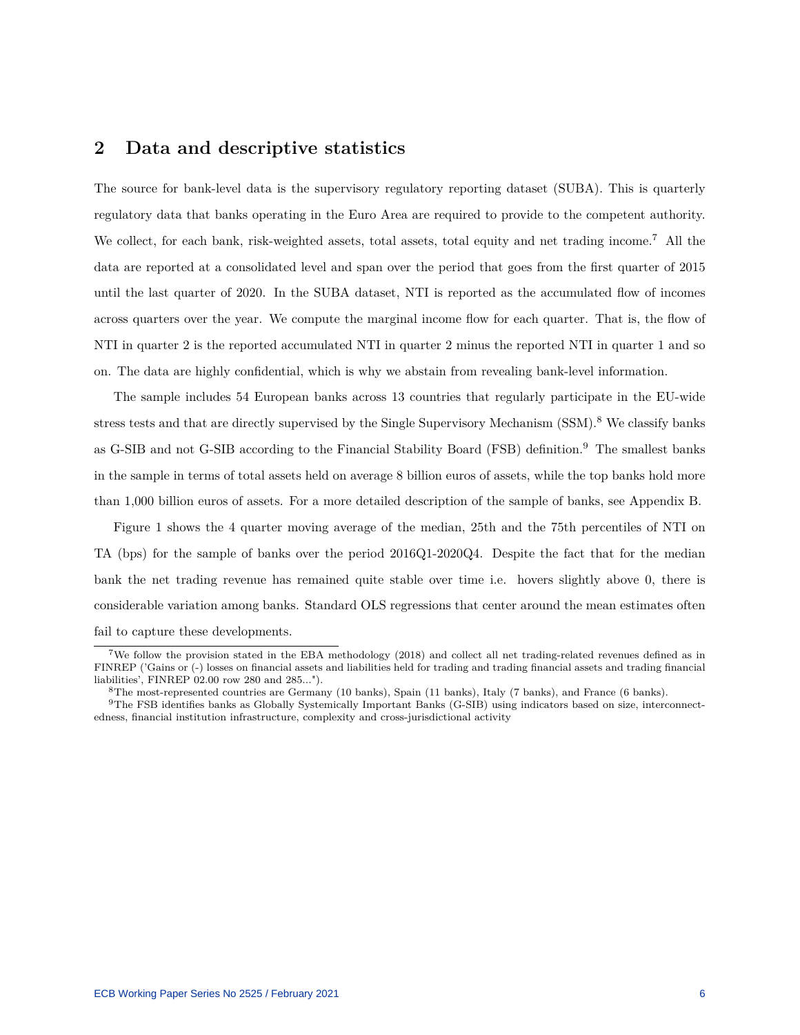## 2 Data and descriptive statistics

The source for bank-level data is the supervisory regulatory reporting dataset (SUBA). This is quarterly regulatory data that banks operating in the Euro Area are required to provide to the competent authority. We collect, for each bank, risk-weighted assets, total assets, total equity and net trading income.[7] All the data are reported at a consolidated level and span over the period that goes from the first quarter of 2015 until the last quarter of 2020. In the SUBA dataset, NTI is reported as the accumulated flow of incomes across quarters over the year. We compute the marginal income flow for each quarter. That is, the flow of NTI in quarter 2 is the reported accumulated NTI in quarter 2 minus the reported NTI in quarter 1 and so on. The data are highly confidential, which is why we abstain from revealing bank-level information.

The sample includes 54 European banks across 13 countries that regularly participate in the EU-wide stress tests and that are directly supervised by the Single Supervisory Mechanism (SSM).[8] We classify banks as G-SIB and not G-SIB according to the Financial Stability Board (FSB) definition.[9] The smallest banks in the sample in terms of total assets held on average 8 billion euros of assets, while the top banks hold more than 1,000 billion euros of assets. For a more detailed description of the sample of banks, see Appendix B.

Figure 1 shows the 4 quarter moving average of the median, 25th and the 75th percentiles of NTI on TA (bps) for the sample of banks over the period 2016Q1-2020Q4. Despite the fact that for the median bank the net trading revenue has remained quite stable over time i.e. hovers slightly above 0, there is considerable variation among banks. Standard OLS regressions that center around the mean estimates often fail to capture these developments.

---

[7] We follow the provision stated in the EBA methodology (2018) and collect all net trading-related revenues defined as in FINREP ('Gains or (-) losses on financial assets and liabilities held for trading and trading financial assets and trading financial liabilities', FINREP 02.00 row 280 and 285...").

[8] The most-represented countries are Germany (10 banks), Spain (11 banks), Italy (7 banks), and France (6 banks).

[9] The FSB identifies banks as Globally Systemically Important Banks (G-SIB) using indicators based on size, interconnectedness, financial institution infrastructure, complexity and cross-jurisdictional activity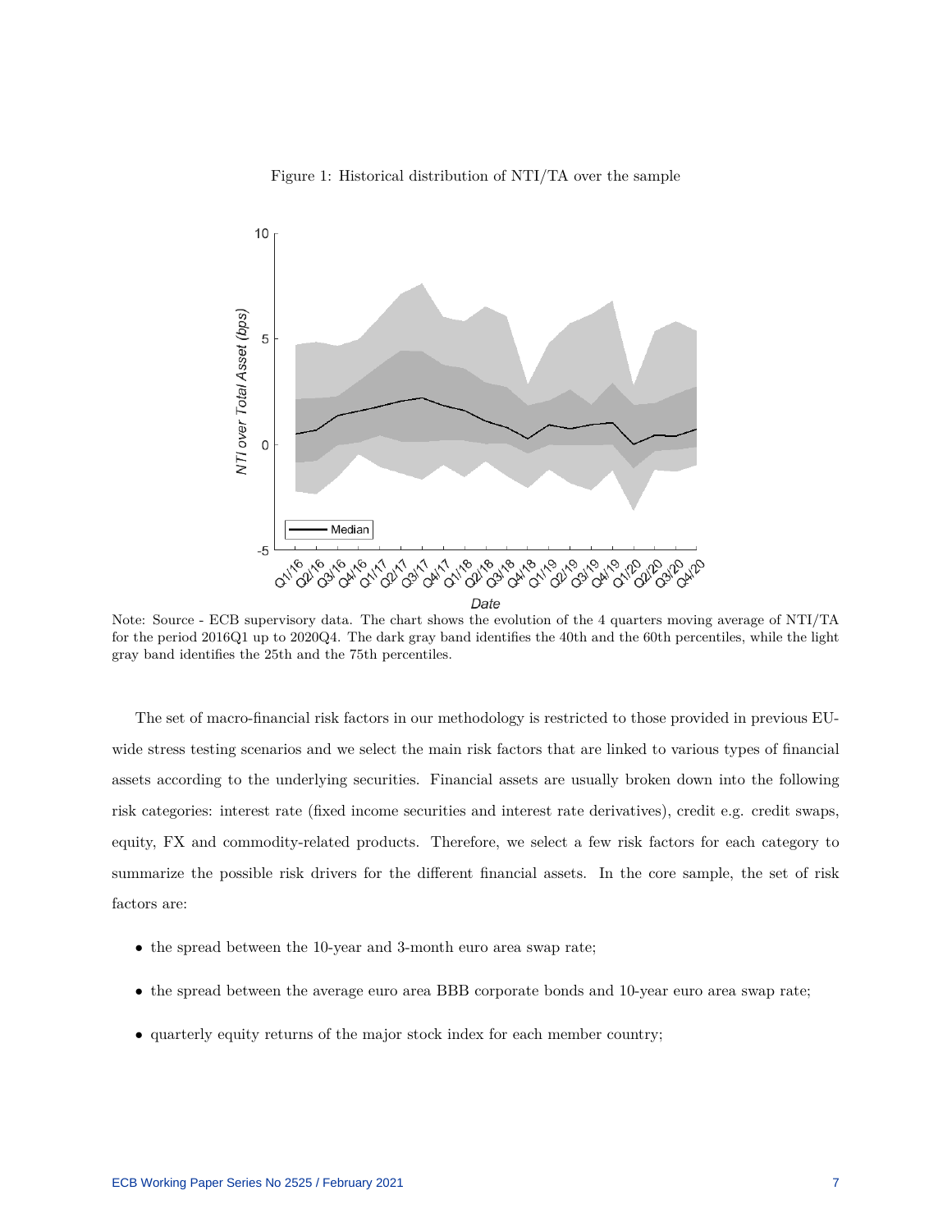Figure 1: Historical distribution of NTI/TA over the sample

Note: Source - ECB supervisory data. The chart shows the evolution of the 4 quarters moving average of NTI/TA for the period 2016Q1 up to 2020Q4. The dark gray band identifies the 40th and the 60th percentiles, while the light gray band identifies the 25th and the 75th percentiles.

The set of macro-financial risk factors in our methodology is restricted to those provided in previous EU-wide stress testing scenarios and we select the main risk factors that are linked to various types of financial assets according to the underlying securities. Financial assets are usually broken down into the following risk categories: interest rate (fixed income securities and interest rate derivatives), credit e.g. credit swaps, equity, FX and commodity-related products. Therefore, we select a few risk factors for each category to summarize the possible risk drivers for the different financial assets. In the core sample, the set of risk factors are:

- the spread between the 10-year and 3-month euro area swap rate;
- the spread between the average euro area BBB corporate bonds and 10-year euro area swap rate;
- quarterly equity returns of the major stock index for each member country;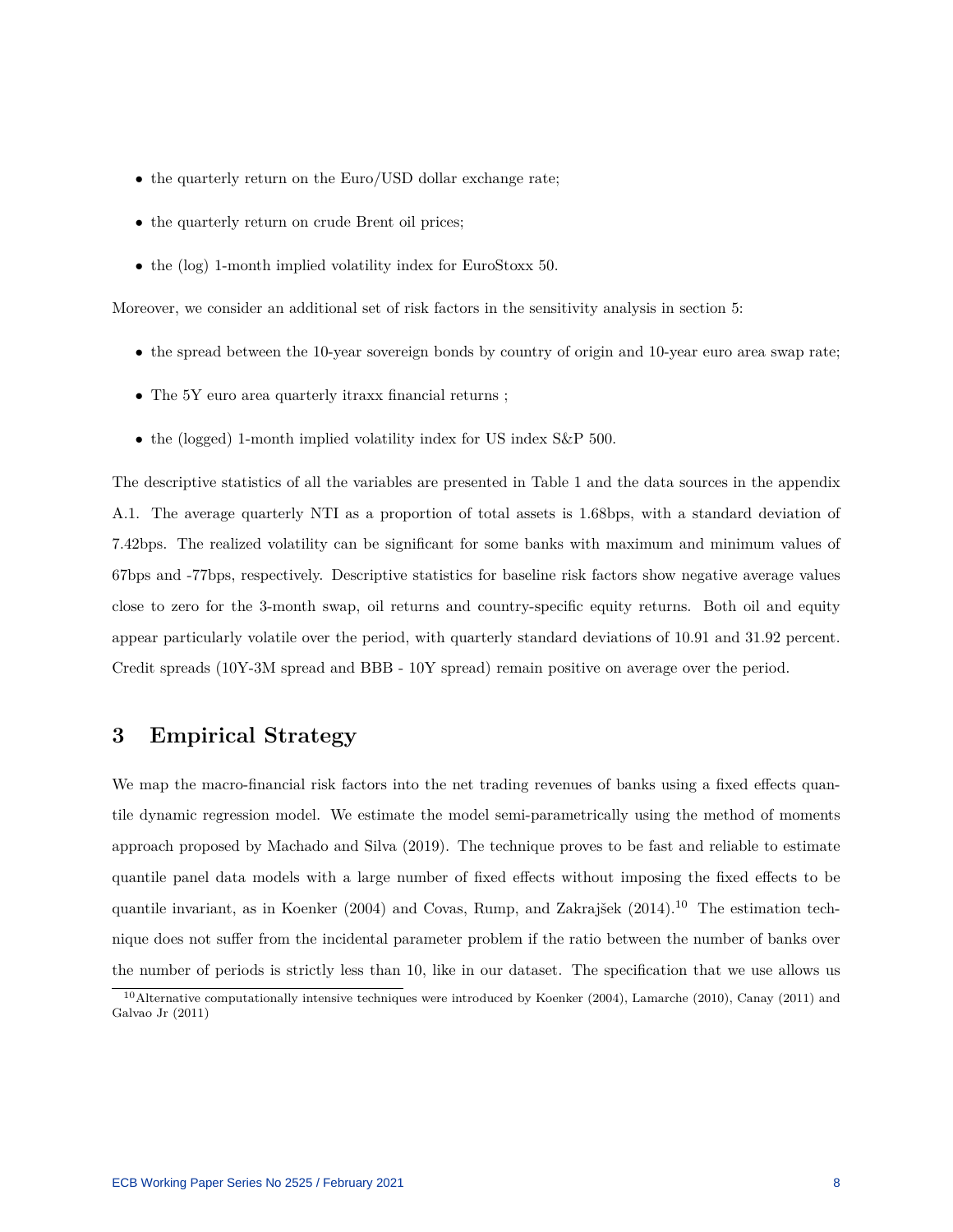- the quarterly return on the Euro/USD dollar exchange rate;
- the quarterly return on crude Brent oil prices;
- the (log) 1-month implied volatility index for EuroStoxx 50.

Moreover, we consider an additional set of risk factors in the sensitivity analysis in section 5:

- the spread between the 10-year sovereign bonds by country of origin and 10-year euro area swap rate;
- The 5Y euro area quarterly itraxx financial returns ;
- the (logged) 1-month implied volatility index for US index S&P 500.

The descriptive statistics of all the variables are presented in Table 1 and the data sources in the appendix A.1. The average quarterly NTI as a proportion of total assets is 1.68bps, with a standard deviation of 7.42bps. The realized volatility can be significant for some banks with maximum and minimum values of 67bps and -77bps, respectively. Descriptive statistics for baseline risk factors show negative average values close to zero for the 3-month swap, oil returns and country-specific equity returns. Both oil and equity appear particularly volatile over the period, with quarterly standard deviations of 10.91 and 31.92 percent. Credit spreads (10Y-3M spread and BBB - 10Y spread) remain positive on average over the period.

# 3 Empirical Strategy

We map the macro-financial risk factors into the net trading revenues of banks using a fixed effects quantile dynamic regression model. We estimate the model semi-parametrically using the method of moments approach proposed by Machado and Silva (2019). The technique proves to be fast and reliable to estimate quantile panel data models with a large number of fixed effects without imposing the fixed effects to be quantile invariant, as in Koenker (2004) and Covas, Rump, and Zakrajšek (2014).[10] The estimation technique does not suffer from the incidental parameter problem if the ratio between the number of banks over the number of periods is strictly less than 10, like in our dataset. The specification that we use allows us

[10] Alternative computationally intensive techniques were introduced by Koenker (2004), Lamarche (2010), Canay (2011) and Galvao Jr (2011)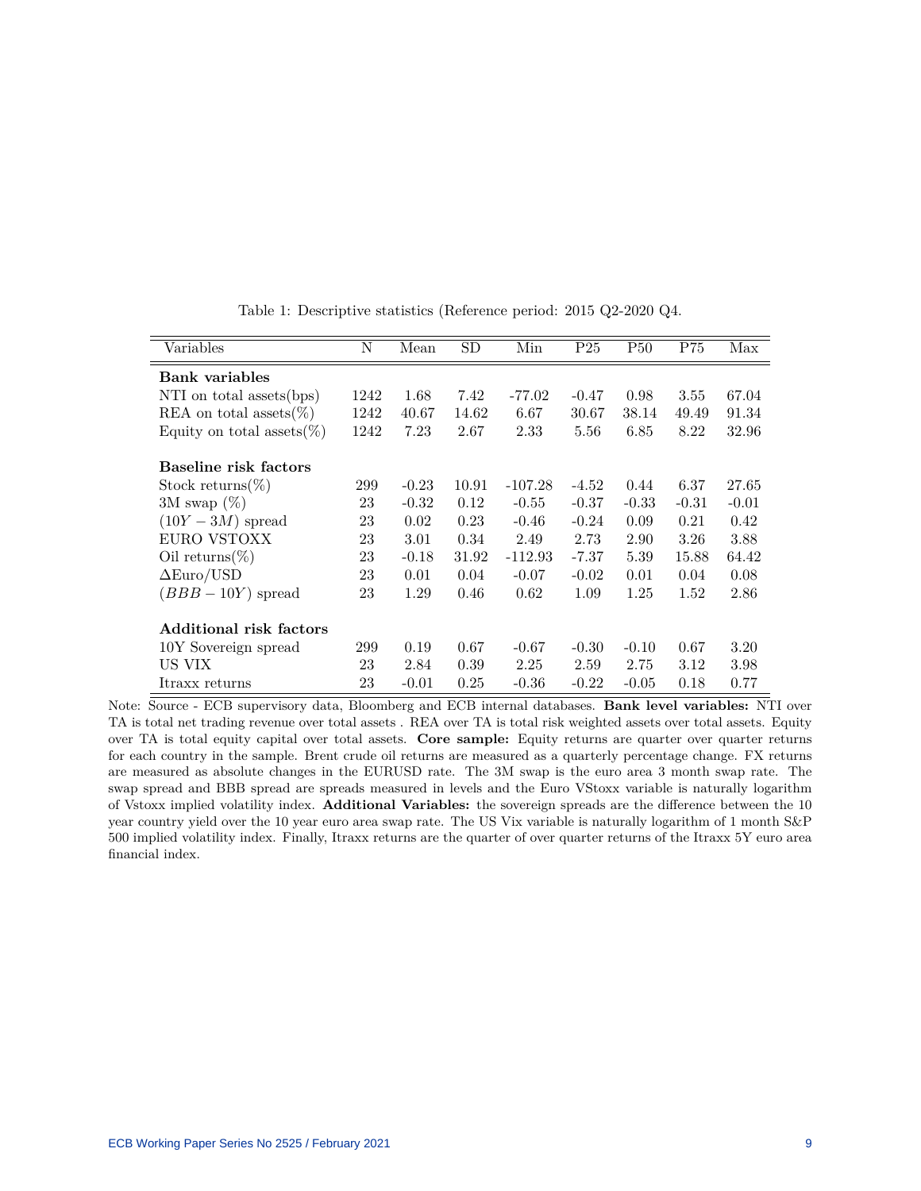Table 1: Descriptive statistics (Reference period: 2015 Q2-2020 Q4.

| Variables | N | Mean | SD | Min | P25 | P50 | P75 | Max |
|---|---|---|---|---|---|---|---|---|
| **Bank variables** | | | | | | | | |
| NTI on total assets(bps) | 1242 | 1.68 | 7.42 | -77.02 | -0.47 | 0.98 | 3.55 | 67.04 |
| REA on total assets(%) | 1242 | 40.67 | 14.62 | 6.67 | 30.67 | 38.14 | 49.49 | 91.34 |
| Equity on total assets(%) | 1242 | 7.23 | 2.67 | 2.33 | 5.56 | 6.85 | 8.22 | 32.96 |
| **Baseline risk factors** | | | | | | | | |
| Stock returns(%) | 299 | -0.23 | 10.91 | -107.28 | -4.52 | 0.44 | 6.37 | 27.65 |
| 3M swap (%) | 23 | -0.32 | 0.12 | -0.55 | -0.37 | -0.33 | -0.31 | -0.01 |
| $(10Y - 3M)$ spread | 23 | 0.02 | 0.23 | -0.46 | -0.24 | 0.09 | 0.21 | 0.42 |
| EURO VSTOXX | 23 | 3.01 | 0.34 | 2.49 | 2.73 | 2.90 | 3.26 | 3.88 |
| Oil returns(%) | 23 | -0.18 | 31.92 | -112.93 | -7.37 | 5.39 | 15.88 | 64.42 |
| $\Delta$Euro/USD | 23 | 0.01 | 0.04 | -0.07 | -0.02 | 0.01 | 0.04 | 0.08 |
| $(BBB - 10Y)$ spread | 23 | 1.29 | 0.46 | 0.62 | 1.09 | 1.25 | 1.52 | 2.86 |
| **Additional risk factors** | | | | | | | | |
| 10Y Sovereign spread | 299 | 0.19 | 0.67 | -0.67 | -0.30 | -0.10 | 0.67 | 3.20 |
| US VIX | 23 | 2.84 | 0.39 | 2.25 | 2.59 | 2.75 | 3.12 | 3.98 |
| Itraxx returns | 23 | -0.01 | 0.25 | -0.36 | -0.22 | -0.05 | 0.18 | 0.77 |

Note: Source - ECB supervisory data, Bloomberg and ECB internal databases. **Bank level variables:** NTI over TA is total net trading revenue over total assets . REA over TA is total risk weighted assets over total assets. Equity over TA is total equity capital over total assets. **Core sample:** Equity returns are quarter over quarter returns for each country in the sample. Brent crude oil returns are measured as a quarterly percentage change. FX returns are measured as absolute changes in the EURUSD rate. The 3M swap is the euro area 3 month swap rate. The swap spread and BBB spread are spreads measured in levels and the Euro VStoxx variable is naturally logarithm of Vstoxx implied volatility index. **Additional Variables:** the sovereign spreads are the difference between the 10 year country yield over the 10 year euro area swap rate. The US Vix variable is naturally logarithm of 1 month S&P 500 implied volatility index. Finally, Itraxx returns are the quarter of over quarter returns of the Itraxx 5Y euro area financial index.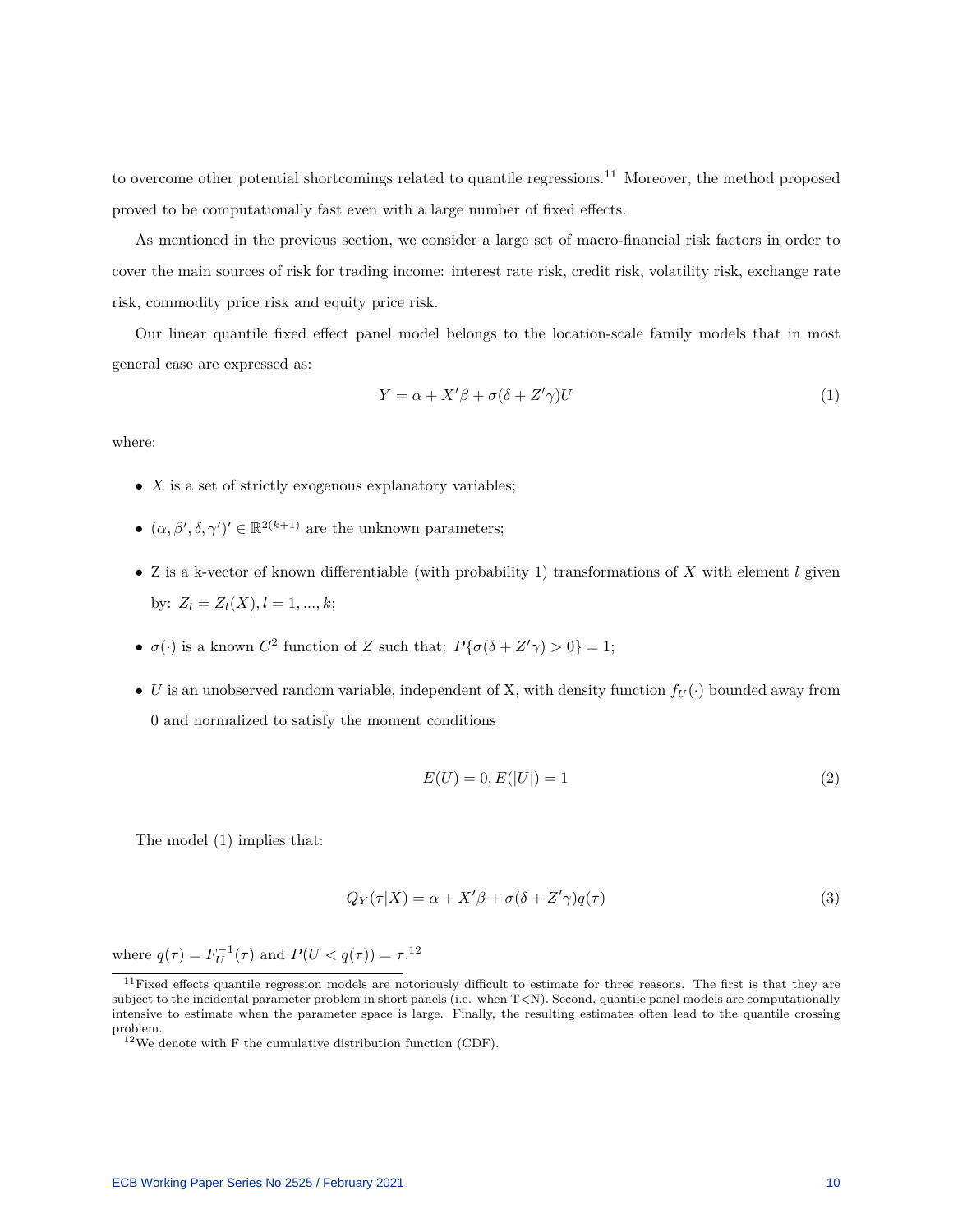to overcome other potential shortcomings related to quantile regressions.[11] Moreover, the method proposed proved to be computationally fast even with a large number of fixed effects.

As mentioned in the previous section, we consider a large set of macro-financial risk factors in order to cover the main sources of risk for trading income: interest rate risk, credit risk, volatility risk, exchange rate risk, commodity price risk and equity price risk.

Our linear quantile fixed effect panel model belongs to the location-scale family models that in most general case are expressed as:

$$Y = \alpha + X'\beta + \sigma(\delta + Z'\gamma)U \tag{1}$$

where:

- $X$ is a set of strictly exogenous explanatory variables;
- $(\alpha, \beta', \delta, \gamma')' \in \mathbb{R}^{2(k+1)}$ are the unknown parameters;
- Z is a k-vector of known differentiable (with probability 1) transformations of $X$ with element $l$ given by: $Z_l = Z_l(X), l = 1, ..., k$;
- $\sigma(\cdot)$ is a known $C^2$ function of $Z$ such that: $P\{\sigma(\delta + Z'\gamma) > 0\} = 1$;
- $U$ is an unobserved random variable, independent of X, with density function $f_U(\cdot)$ bounded away from 0 and normalized to satisfy the moment conditions

$$E(U) = 0, E(|U|) = 1 \tag{2}$$

The model (1) implies that:

$$Q_Y(\tau|X) = \alpha + X'\beta + \sigma(\delta + Z'\gamma)q(\tau) \tag{3}$$

where $q(\tau) = F_U^{-1}(\tau)$ and $P(U < q(\tau)) = \tau$.[12]

[11] Fixed effects quantile regression models are notoriously difficult to estimate for three reasons. The first is that they are subject to the incidental parameter problem in short panels (i.e. when T<N). Second, quantile panel models are computationally intensive to estimate when the parameter space is large. Finally, the resulting estimates often lead to the quantile crossing problem.

[12] We denote with F the cumulative distribution function (CDF).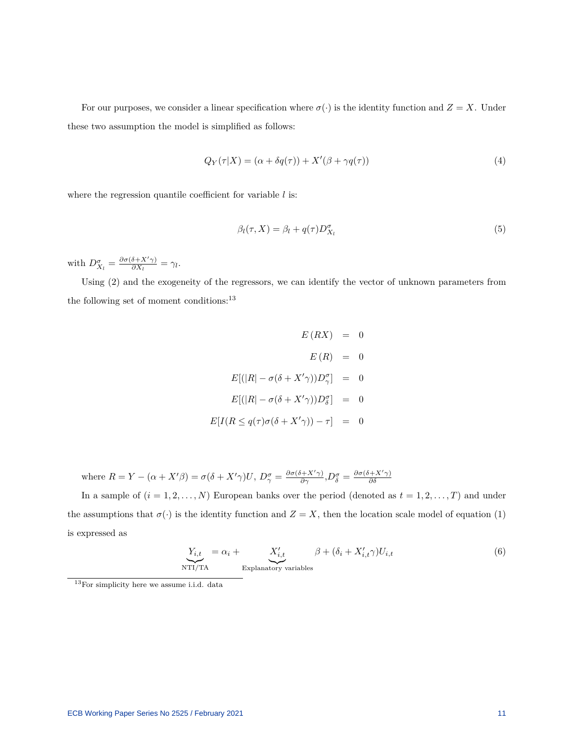For our purposes, we consider a linear specification where $\sigma(\cdot)$ is the identity function and $Z = X$. Under these two assumption the model is simplified as follows:

$$Q_Y(\tau|X) = (\alpha + \delta q(\tau)) + X'(\beta + \gamma q(\tau)) \tag{4}$$

where the regression quantile coefficient for variable $l$ is:

$$\beta_l(\tau, X) = \beta_l + q(\tau) D^{\sigma}_{X_l} \tag{5}$$

with $D^{\sigma}_{X_l} = \frac{\partial \sigma(\delta + X'\gamma)}{\partial X_l} = \gamma_l$.

Using (2) and the exogeneity of the regressors, we can identify the vector of unknown parameters from the following set of moment conditions:[13]

$$\begin{aligned}
E(RX) &= 0 \\
E(R) &= 0 \\
E[(|R| - \sigma(\delta + X'\gamma))D^{\sigma}_{\gamma}] &= 0 \\
E[(|R| - \sigma(\delta + X'\gamma))D^{\sigma}_{\delta}] &= 0 \\
E[I(R \leq q(\tau)\sigma(\delta + X'\gamma)) - \tau] &= 0
\end{aligned}$$

where $R = Y - (\alpha + X'\beta) = \sigma(\delta + X'\gamma)U$, $D^{\sigma}_{\gamma} = \frac{\partial \sigma(\delta + X'\gamma)}{\partial \gamma}$, $D^{\sigma}_{\delta} = \frac{\partial \sigma(\delta + X'\gamma)}{\partial \delta}$

In a sample of $(i = 1, 2, \ldots, N)$ European banks over the period (denoted as $t = 1, 2, \ldots, T$) and under the assumptions that $\sigma(\cdot)$ is the identity function and $Z = X$, then the location scale model of equation (1) is expressed as

$$\underbrace{Y_{i,t}}_{\text{NTI/TA}} = \alpha_i + \underbrace{X'_{i,t}}_{\text{Explanatory variables}} \beta + (\delta_i + X'_{i,t}\gamma)U_{i,t} \tag{6}$$

[13] For simplicity here we assume i.i.d. data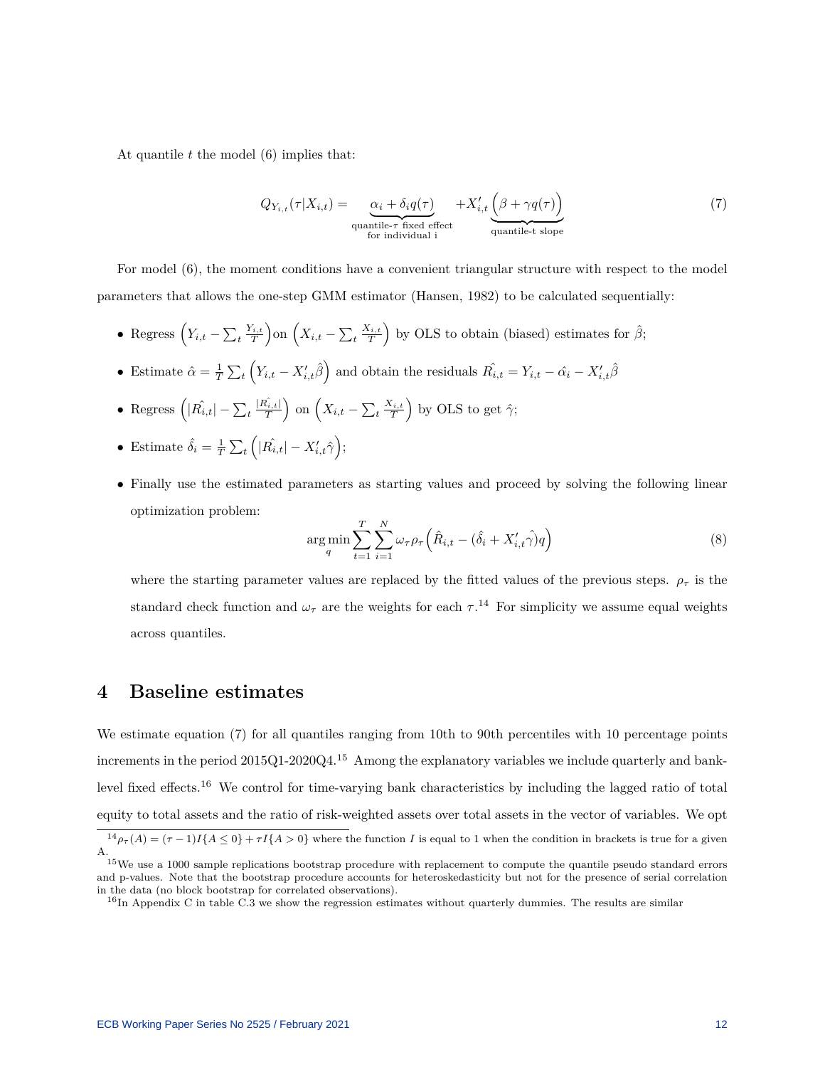At quantile $t$ the model (6) implies that:

$$Q_{Y_{i,t}}(\tau|X_{i,t}) = \underbrace{\alpha_i + \delta_i q(\tau)}_{\substack{\text{quantile-}\tau\text{ fixed effect} \\ \text{for individual i}}} + X'_{i,t}\underbrace{\Big(\beta + \gamma q(\tau)\Big)}_{\text{quantile-t slope}} \tag{7}$$

For model (6), the moment conditions have a convenient triangular structure with respect to the model parameters that allows the one-step GMM estimator (Hansen, 1982) to be calculated sequentially:

- Regress $\left(Y_{i,t} - \sum_t \frac{Y_{i,t}}{T}\right)$on $\left(X_{i,t} - \sum_t \frac{X_{i,t}}{T}\right)$ by OLS to obtain (biased) estimates for $\hat{\beta}$;
- Estimate $\hat{\alpha} = \frac{1}{T}\sum_t \left(Y_{i,t} - X'_{i,t}\hat{\beta}\right)$ and obtain the residuals $\hat{R_{i,t}} = Y_{i,t} - \hat{\alpha_i} - X'_{i,t}\hat{\beta}$
- Regress $\left(|\hat{R_{i,t}}| - \sum_t \frac{|\hat{R_{i,t}}|}{T}\right)$ on $\left(X_{i,t} - \sum_t \frac{X_{i,t}}{T}\right)$ by OLS to get $\hat{\gamma}$;
- Estimate $\hat{\delta_i} = \frac{1}{T}\sum_t \left(|\hat{R_{i,t}}| - X'_{i,t}\hat{\gamma}\right)$;
- Finally use the estimated parameters as starting values and proceed by solving the following linear optimization problem:

$$\arg\min_{q} \sum_{t=1}^{T}\sum_{i=1}^{N} \omega_\tau \rho_\tau \Big(\hat{R}_{i,t} - (\hat{\delta_i} + X'_{i,t}\hat{\gamma})q\Big) \tag{8}$$

  where the starting parameter values are replaced by the fitted values of the previous steps. $\rho_\tau$ is the standard check function and $\omega_\tau$ are the weights for each $\tau$.[14] For simplicity we assume equal weights across quantiles.

# 4 Baseline estimates

We estimate equation (7) for all quantiles ranging from 10th to 90th percentiles with 10 percentage points increments in the period 2015Q1-2020Q4.[15] Among the explanatory variables we include quarterly and bank-level fixed effects.[16] We control for time-varying bank characteristics by including the lagged ratio of total equity to total assets and the ratio of risk-weighted assets over total assets in the vector of variables. We opt

[14] $\rho_\tau(A) = (\tau - 1)I\{A \leq 0\} + \tau I\{A > 0\}$ where the function $I$ is equal to 1 when the condition in brackets is true for a given A.

[15] We use a 1000 sample replications bootstrap procedure with replacement to compute the quantile pseudo standard errors and p-values. Note that the bootstrap procedure accounts for heteroskedasticity but not for the presence of serial correlation in the data (no block bootstrap for correlated observations).

[16] In Appendix C in table C.3 we show the regression estimates without quarterly dummies. The results are similar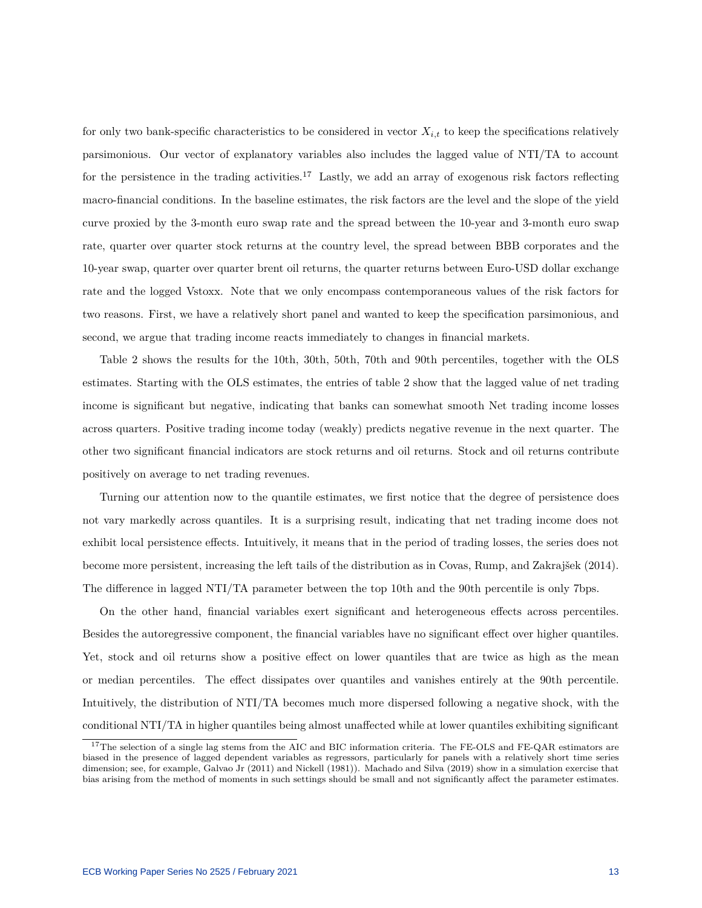for only two bank-specific characteristics to be considered in vector $X_{i,t}$ to keep the specifications relatively parsimonious. Our vector of explanatory variables also includes the lagged value of NTI/TA to account for the persistence in the trading activities.[17] Lastly, we add an array of exogenous risk factors reflecting macro-financial conditions. In the baseline estimates, the risk factors are the level and the slope of the yield curve proxied by the 3-month euro swap rate and the spread between the 10-year and 3-month euro swap rate, quarter over quarter stock returns at the country level, the spread between BBB corporates and the 10-year swap, quarter over quarter brent oil returns, the quarter returns between Euro-USD dollar exchange rate and the logged Vstoxx. Note that we only encompass contemporaneous values of the risk factors for two reasons. First, we have a relatively short panel and wanted to keep the specification parsimonious, and second, we argue that trading income reacts immediately to changes in financial markets.

Table 2 shows the results for the 10th, 30th, 50th, 70th and 90th percentiles, together with the OLS estimates. Starting with the OLS estimates, the entries of table 2 show that the lagged value of net trading income is significant but negative, indicating that banks can somewhat smooth Net trading income losses across quarters. Positive trading income today (weakly) predicts negative revenue in the next quarter. The other two significant financial indicators are stock returns and oil returns. Stock and oil returns contribute positively on average to net trading revenues.

Turning our attention now to the quantile estimates, we first notice that the degree of persistence does not vary markedly across quantiles. It is a surprising result, indicating that net trading income does not exhibit local persistence effects. Intuitively, it means that in the period of trading losses, the series does not become more persistent, increasing the left tails of the distribution as in Covas, Rump, and Zakrajšek (2014). The difference in lagged NTI/TA parameter between the top 10th and the 90th percentile is only 7bps.

On the other hand, financial variables exert significant and heterogeneous effects across percentiles. Besides the autoregressive component, the financial variables have no significant effect over higher quantiles. Yet, stock and oil returns show a positive effect on lower quantiles that are twice as high as the mean or median percentiles. The effect dissipates over quantiles and vanishes entirely at the 90th percentile. Intuitively, the distribution of NTI/TA becomes much more dispersed following a negative shock, with the conditional NTI/TA in higher quantiles being almost unaffected while at lower quantiles exhibiting significant

[17] The selection of a single lag stems from the AIC and BIC information criteria. The FE-OLS and FE-QAR estimators are biased in the presence of lagged dependent variables as regressors, particularly for panels with a relatively short time series dimension; see, for example, Galvao Jr (2011) and Nickell (1981)). Machado and Silva (2019) show in a simulation exercise that bias arising from the method of moments in such settings should be small and not significantly affect the parameter estimates.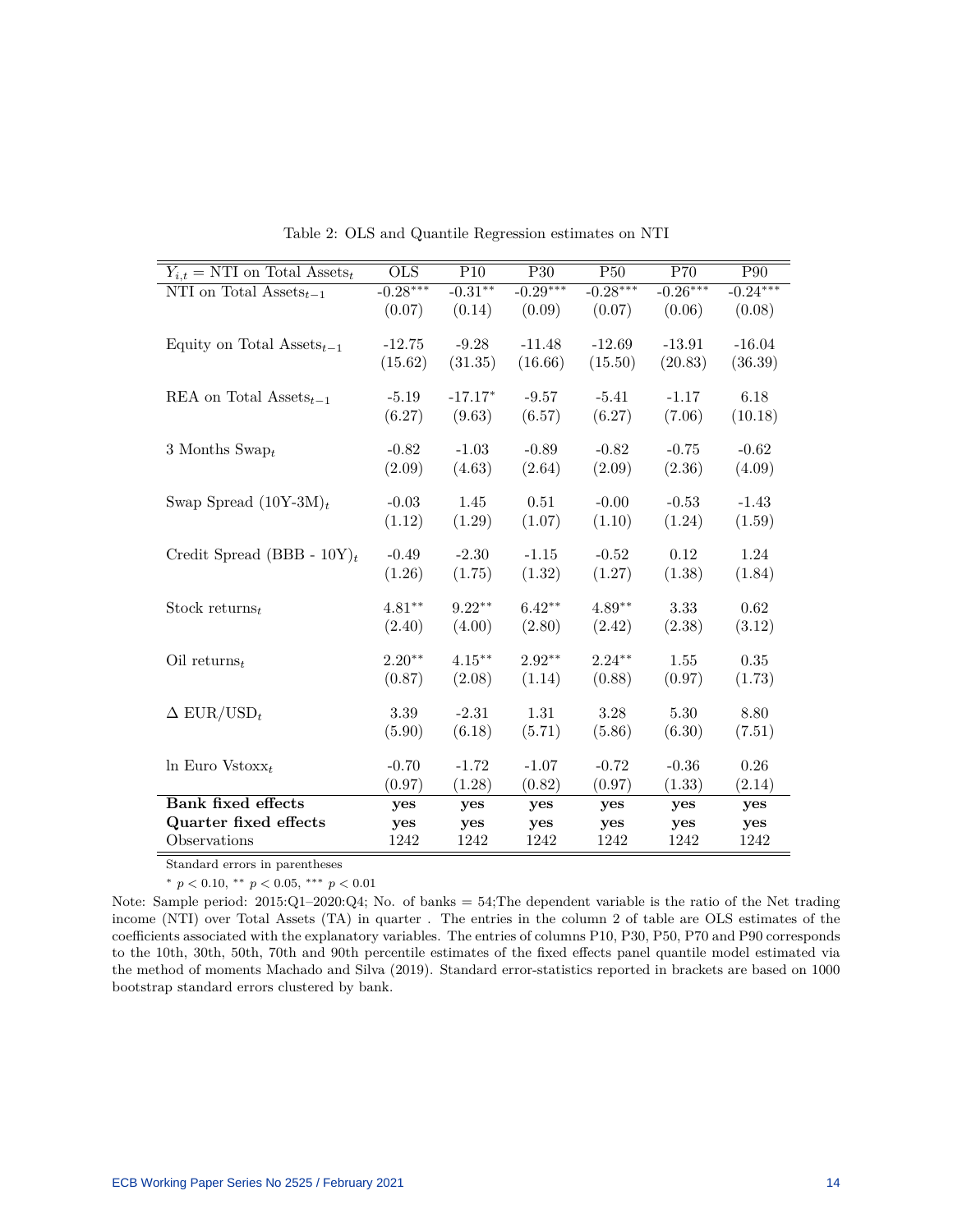Table 2: OLS and Quantile Regression estimates on NTI

| $Y_{i,t}$ = NTI on Total Assets$_t$ | OLS | P10 | P30 | P50 | P70 | P90 |
|---|---|---|---|---|---|---|
| NTI on Total Assets$_{t-1}$ | -0.28$^{***}$ | -0.31$^{**}$ | -0.29$^{***}$ | -0.28$^{***}$ | -0.26$^{***}$ | -0.24$^{***}$ |
| | (0.07) | (0.14) | (0.09) | (0.07) | (0.06) | (0.08) |
| Equity on Total Assets$_{t-1}$ | -12.75 | -9.28 | -11.48 | -12.69 | -13.91 | -16.04 |
| | (15.62) | (31.35) | (16.66) | (15.50) | (20.83) | (36.39) |
| REA on Total Assets$_{t-1}$ | -5.19 | -17.17$^{*}$ | -9.57 | -5.41 | -1.17 | 6.18 |
| | (6.27) | (9.63) | (6.57) | (6.27) | (7.06) | (10.18) |
| 3 Months Swap$_t$ | -0.82 | -1.03 | -0.89 | -0.82 | -0.75 | -0.62 |
| | (2.09) | (4.63) | (2.64) | (2.09) | (2.36) | (4.09) |
| Swap Spread (10Y-3M)$_t$ | -0.03 | 1.45 | 0.51 | -0.00 | -0.53 | -1.43 |
| | (1.12) | (1.29) | (1.07) | (1.10) | (1.24) | (1.59) |
| Credit Spread (BBB - 10Y)$_t$ | -0.49 | -2.30 | -1.15 | -0.52 | 0.12 | 1.24 |
| | (1.26) | (1.75) | (1.32) | (1.27) | (1.38) | (1.84) |
| Stock returns$_t$ | 4.81$^{**}$ | 9.22$^{**}$ | 6.42$^{**}$ | 4.89$^{**}$ | 3.33 | 0.62 |
| | (2.40) | (4.00) | (2.80) | (2.42) | (2.38) | (3.12) |
| Oil returns$_t$ | 2.20$^{**}$ | 4.15$^{**}$ | 2.92$^{**}$ | 2.24$^{**}$ | 1.55 | 0.35 |
| | (0.87) | (2.08) | (1.14) | (0.88) | (0.97) | (1.73) |
| $\Delta$ EUR/USD$_t$ | 3.39 | -2.31 | 1.31 | 3.28 | 5.30 | 8.80 |
| | (5.90) | (6.18) | (5.71) | (5.86) | (6.30) | (7.51) |
| ln Euro Vstoxx$_t$ | -0.70 | -1.72 | -1.07 | -0.72 | -0.36 | 0.26 |
| | (0.97) | (1.28) | (0.82) | (0.97) | (1.33) | (2.14) |
| **Bank fixed effects** | yes | yes | yes | yes | yes | yes |
| **Quarter fixed effects** | yes | yes | yes | yes | yes | yes |
| Observations | 1242 | 1242 | 1242 | 1242 | 1242 | 1242 |

Standard errors in parentheses

$^{*}$ $p < 0.10$, $^{**}$ $p < 0.05$, $^{***}$ $p < 0.01$

Note: Sample period: 2015:Q1–2020:Q4; No. of banks = 54;The dependent variable is the ratio of the Net trading income (NTI) over Total Assets (TA) in quarter . The entries in the column 2 of table are OLS estimates of the coefficients associated with the explanatory variables. The entries of columns P10, P30, P50, P70 and P90 corresponds to the 10th, 30th, 50th, 70th and 90th percentile estimates of the fixed effects panel quantile model estimated via the method of moments Machado and Silva (2019). Standard error-statistics reported in brackets are based on 1000 bootstrap standard errors clustered by bank.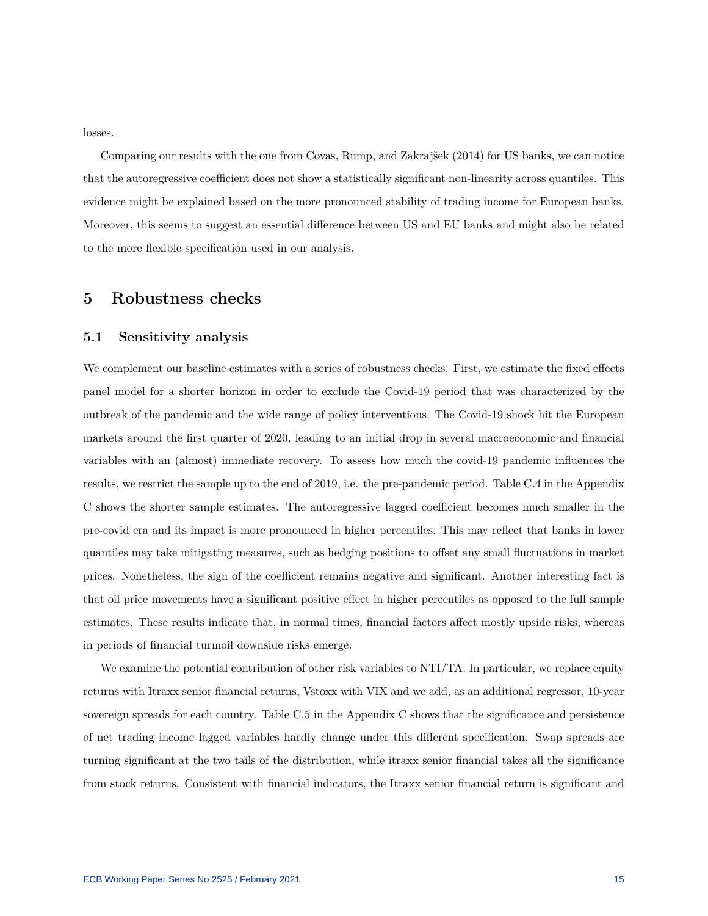losses.

Comparing our results with the one from Covas, Rump, and Zakrajšek (2014) for US banks, we can notice that the autoregressive coefficient does not show a statistically significant non-linearity across quantiles. This evidence might be explained based on the more pronounced stability of trading income for European banks. Moreover, this seems to suggest an essential difference between US and EU banks and might also be related to the more flexible specification used in our analysis.

# 5 Robustness checks

## 5.1 Sensitivity analysis

We complement our baseline estimates with a series of robustness checks. First, we estimate the fixed effects panel model for a shorter horizon in order to exclude the Covid-19 period that was characterized by the outbreak of the pandemic and the wide range of policy interventions. The Covid-19 shock hit the European markets around the first quarter of 2020, leading to an initial drop in several macroeconomic and financial variables with an (almost) immediate recovery. To assess how much the covid-19 pandemic influences the results, we restrict the sample up to the end of 2019, i.e. the pre-pandemic period. Table C.4 in the Appendix C shows the shorter sample estimates. The autoregressive lagged coefficient becomes much smaller in the pre-covid era and its impact is more pronounced in higher percentiles. This may reflect that banks in lower quantiles may take mitigating measures, such as hedging positions to offset any small fluctuations in market prices. Nonetheless, the sign of the coefficient remains negative and significant. Another interesting fact is that oil price movements have a significant positive effect in higher percentiles as opposed to the full sample estimates. These results indicate that, in normal times, financial factors affect mostly upside risks, whereas in periods of financial turmoil downside risks emerge.

We examine the potential contribution of other risk variables to NTI/TA. In particular, we replace equity returns with Itraxx senior financial returns, Vstoxx with VIX and we add, as an additional regressor, 10-year sovereign spreads for each country. Table C.5 in the Appendix C shows that the significance and persistence of net trading income lagged variables hardly change under this different specification. Swap spreads are turning significant at the two tails of the distribution, while itraxx senior financial takes all the significance from stock returns. Consistent with financial indicators, the Itraxx senior financial return is significant and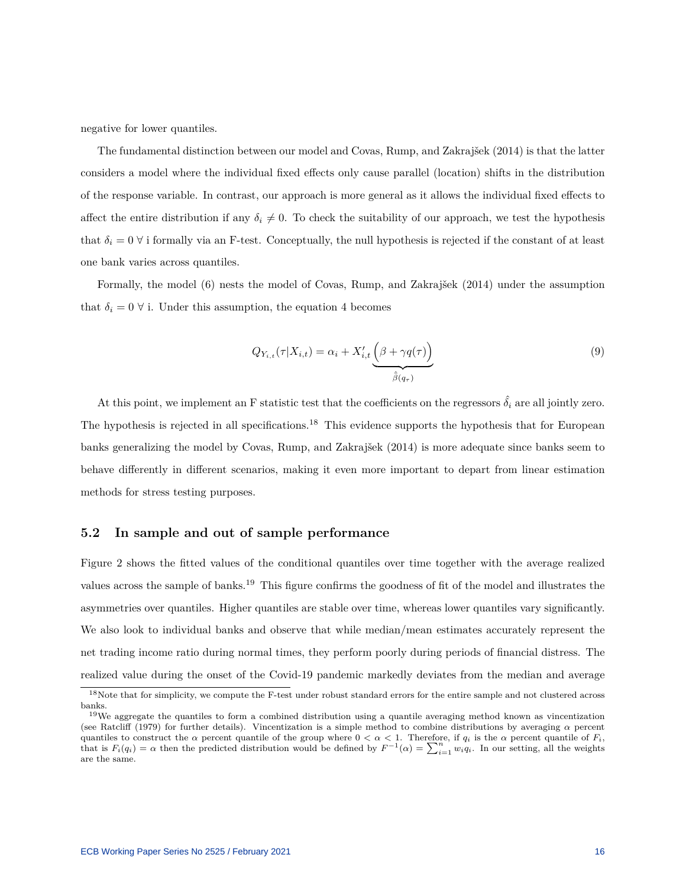negative for lower quantiles.

The fundamental distinction between our model and Covas, Rump, and Zakrajšek (2014) is that the latter considers a model where the individual fixed effects only cause parallel (location) shifts in the distribution of the response variable. In contrast, our approach is more general as it allows the individual fixed effects to affect the entire distribution if any $\delta_i \neq 0$. To check the suitability of our approach, we test the hypothesis that $\delta_i = 0 \; \forall$ i formally via an F-test. Conceptually, the null hypothesis is rejected if the constant of at least one bank varies across quantiles.

Formally, the model (6) nests the model of Covas, Rump, and Zakrajšek (2014) under the assumption that $\delta_i = 0 \; \forall$ i. Under this assumption, the equation 4 becomes

$$Q_{Y_{i,t}}(\tau | X_{i,t}) = \alpha_i + X'_{i,t} \underbrace{\Big(\beta + \gamma q(\tau)\Big)}_{\hat{\beta}(q_\tau)} \tag{9}$$

At this point, we implement an F statistic test that the coefficients on the regressors $\hat{\delta}_i$ are all jointly zero. The hypothesis is rejected in all specifications.[18] This evidence supports the hypothesis that for European banks generalizing the model by Covas, Rump, and Zakrajšek (2014) is more adequate since banks seem to behave differently in different scenarios, making it even more important to depart from linear estimation methods for stress testing purposes.

## 5.2 In sample and out of sample performance

Figure 2 shows the fitted values of the conditional quantiles over time together with the average realized values across the sample of banks.[19] This figure confirms the goodness of fit of the model and illustrates the asymmetries over quantiles. Higher quantiles are stable over time, whereas lower quantiles vary significantly. We also look to individual banks and observe that while median/mean estimates accurately represent the net trading income ratio during normal times, they perform poorly during periods of financial distress. The realized value during the onset of the Covid-19 pandemic markedly deviates from the median and average

[18] Note that for simplicity, we compute the F-test under robust standard errors for the entire sample and not clustered across banks.

[19] We aggregate the quantiles to form a combined distribution using a quantile averaging method known as vincentization (see Ratcliff (1979) for further details). Vincentization is a simple method to combine distributions by averaging $\alpha$ percent quantiles to construct the $\alpha$ percent quantile of the group where $0 < \alpha < 1$. Therefore, if $q_i$ is the $\alpha$ percent quantile of $F_i$, that is $F_i(q_i) = \alpha$ then the predicted distribution would be defined by $F^{-1}(\alpha) = \sum_{i=1}^{n} w_i q_i$. In our setting, all the weights are the same.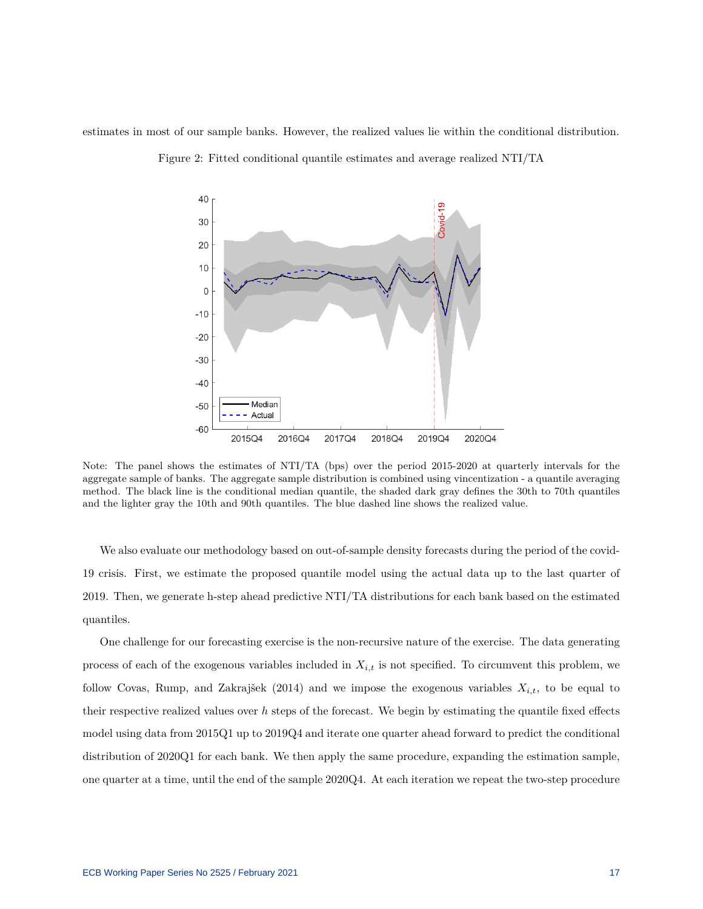estimates in most of our sample banks. However, the realized values lie within the conditional distribution.

Figure 2: Fitted conditional quantile estimates and average realized NTI/TA

Note: The panel shows the estimates of NTI/TA (bps) over the period 2015-2020 at quarterly intervals for the aggregate sample of banks. The aggregate sample distribution is combined using vincentization - a quantile averaging method. The black line is the conditional median quantile, the shaded dark gray defines the 30th to 70th quantiles and the lighter gray the 10th and 90th quantiles. The blue dashed line shows the realized value.

We also evaluate our methodology based on out-of-sample density forecasts during the period of the covid-19 crisis. First, we estimate the proposed quantile model using the actual data up to the last quarter of 2019. Then, we generate h-step ahead predictive NTI/TA distributions for each bank based on the estimated quantiles.

One challenge for our forecasting exercise is the non-recursive nature of the exercise. The data generating process of each of the exogenous variables included in $X_{i,t}$ is not specified. To circumvent this problem, we follow Covas, Rump, and Zakrajšek (2014) and we impose the exogenous variables $X_{i,t}$, to be equal to their respective realized values over $h$ steps of the forecast. We begin by estimating the quantile fixed effects model using data from 2015Q1 up to 2019Q4 and iterate one quarter ahead forward to predict the conditional distribution of 2020Q1 for each bank. We then apply the same procedure, expanding the estimation sample, one quarter at a time, until the end of the sample 2020Q4. At each iteration we repeat the two-step procedure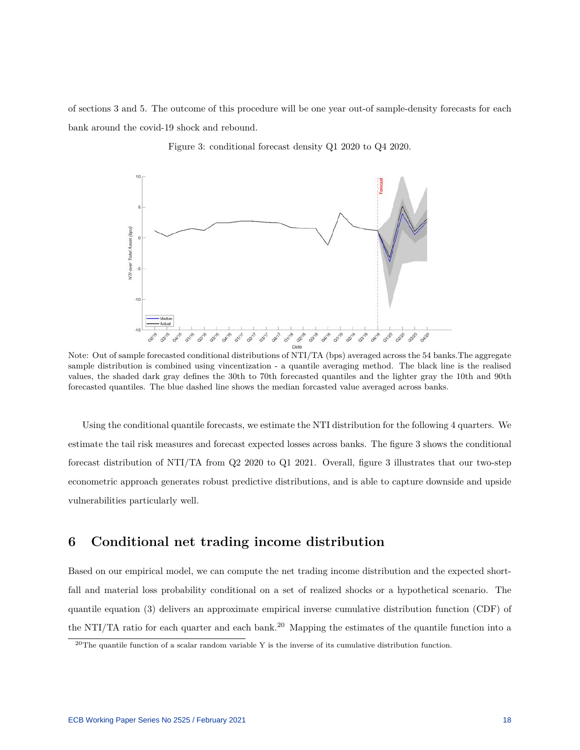of sections 3 and 5. The outcome of this procedure will be one year out-of sample-density forecasts for each bank around the covid-19 shock and rebound.

Figure 3: conditional forecast density Q1 2020 to Q4 2020.

Note: Out of sample forecasted conditional distributions of NTI/TA (bps) averaged across the 54 banks.The aggregate sample distribution is combined using vincentization - a quantile averaging method. The black line is the realised values, the shaded dark gray defines the 30th to 70th forecasted quantiles and the lighter gray the 10th and 90th forecasted quantiles. The blue dashed line shows the median forcasted value averaged across banks.

Using the conditional quantile forecasts, we estimate the NTI distribution for the following 4 quarters. We estimate the tail risk measures and forecast expected losses across banks. The figure 3 shows the conditional forecast distribution of NTI/TA from Q2 2020 to Q1 2021. Overall, figure 3 illustrates that our two-step econometric approach generates robust predictive distributions, and is able to capture downside and upside vulnerabilities particularly well.

# 6 Conditional net trading income distribution

Based on our empirical model, we can compute the net trading income distribution and the expected shortfall and material loss probability conditional on a set of realized shocks or a hypothetical scenario. The quantile equation (3) delivers an approximate empirical inverse cumulative distribution function (CDF) of the NTI/TA ratio for each quarter and each bank.[20] Mapping the estimates of the quantile function into a

[20] The quantile function of a scalar random variable Y is the inverse of its cumulative distribution function.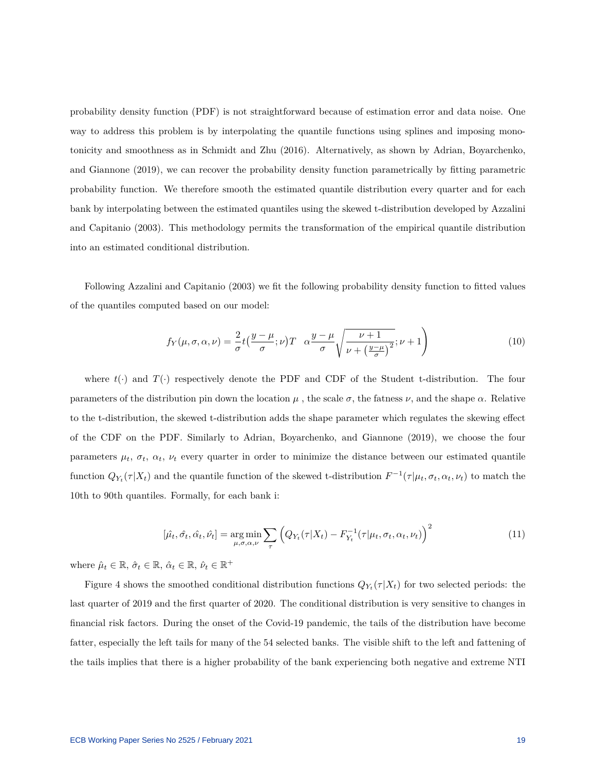probability density function (PDF) is not straightforward because of estimation error and data noise. One way to address this problem is by interpolating the quantile functions using splines and imposing monotonicity and smoothness as in Schmidt and Zhu (2016). Alternatively, as shown by Adrian, Boyarchenko, and Giannone (2019), we can recover the probability density function parametrically by fitting parametric probability function. We therefore smooth the estimated quantile distribution every quarter and for each bank by interpolating between the estimated quantiles using the skewed t-distribution developed by Azzalini and Capitanio (2003). This methodology permits the transformation of the empirical quantile distribution into an estimated conditional distribution.

Following Azzalini and Capitanio (2003) we fit the following probability density function to fitted values of the quantiles computed based on our model:

$$f_Y(\mu, \sigma, \alpha, \nu) = \frac{2}{\sigma} t\big(\frac{y-\mu}{\sigma}; \nu\big) T \quad \alpha \frac{y-\mu}{\sigma} \sqrt{\frac{\nu+1}{\nu + \left(\frac{y-\mu}{\sigma}\right)^2}}; \nu + 1 \Bigg) \tag{10}$$

where $t(\cdot)$ and $T(\cdot)$ respectively denote the PDF and CDF of the Student t-distribution. The four parameters of the distribution pin down the location $\mu$ , the scale $\sigma$, the fatness $\nu$, and the shape $\alpha$. Relative to the t-distribution, the skewed t-distribution adds the shape parameter which regulates the skewing effect of the CDF on the PDF. Similarly to Adrian, Boyarchenko, and Giannone (2019), we choose the four parameters $\mu_t$, $\sigma_t$, $\alpha_t$, $\nu_t$ every quarter in order to minimize the distance between our estimated quantile function $Q_{Y_t}(\tau|X_t)$ and the quantile function of the skewed t-distribution $F^{-1}(\tau|\mu_t, \sigma_t, \alpha_t, \nu_t)$ to match the 10th to 90th quantiles. Formally, for each bank i:

$$[\hat{\mu_t}, \hat{\sigma_t}, \hat{\alpha_t}, \hat{\nu_t}] = \underset{\mu,\sigma,\alpha,\nu}{\arg\min} \sum_{\tau} \left( Q_{Y_t}(\tau|X_t) - F_{Y_t}^{-1}(\tau|\mu_t, \sigma_t, \alpha_t, \nu_t) \right)^2 \tag{11}$$

where $\hat{\mu}_t \in \mathbb{R}$, $\hat{\sigma}_t \in \mathbb{R}$, $\hat{\alpha}_t \in \mathbb{R}$, $\hat{\nu}_t \in \mathbb{R}^+$

Figure 4 shows the smoothed conditional distribution functions $Q_{Y_t}(\tau|X_t)$ for two selected periods: the last quarter of 2019 and the first quarter of 2020. The conditional distribution is very sensitive to changes in financial risk factors. During the onset of the Covid-19 pandemic, the tails of the distribution have become fatter, especially the left tails for many of the 54 selected banks. The visible shift to the left and fattening of the tails implies that there is a higher probability of the bank experiencing both negative and extreme NTI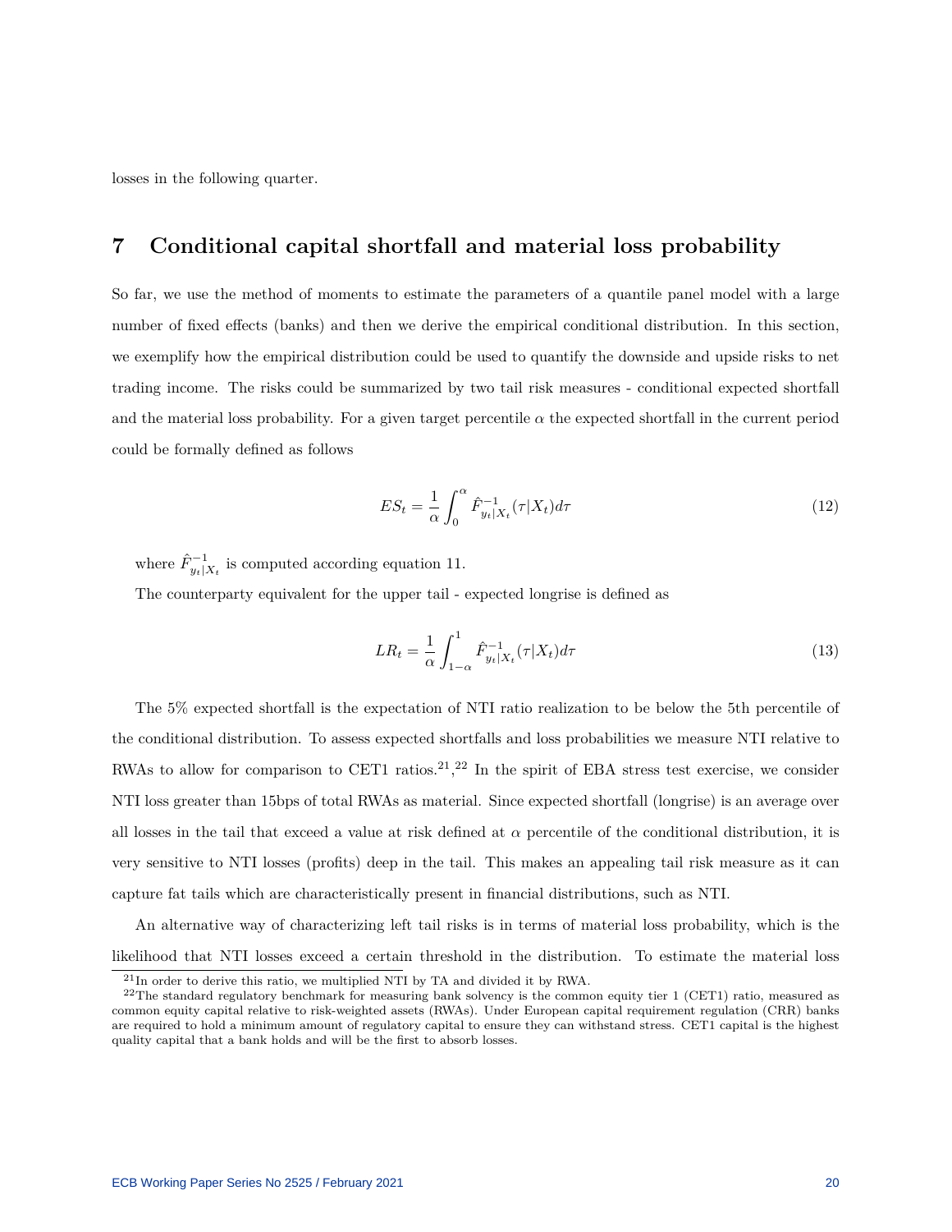losses in the following quarter.

# 7 Conditional capital shortfall and material loss probability

So far, we use the method of moments to estimate the parameters of a quantile panel model with a large number of fixed effects (banks) and then we derive the empirical conditional distribution. In this section, we exemplify how the empirical distribution could be used to quantify the downside and upside risks to net trading income. The risks could be summarized by two tail risk measures - conditional expected shortfall and the material loss probability. For a given target percentile $\alpha$ the expected shortfall in the current period could be formally defined as follows

$$ES_t = \frac{1}{\alpha} \int_0^\alpha \hat{F}^{-1}_{y_t|X_t}(\tau|X_t) d\tau \tag{12}$$

where $\hat{F}^{-1}_{y_t|X_t}$ is computed according equation 11.

The counterparty equivalent for the upper tail - expected longrise is defined as

$$LR_t = \frac{1}{\alpha} \int_{1-\alpha}^1 \hat{F}^{-1}_{y_t|X_t}(\tau|X_t) d\tau \tag{13}$$

The 5% expected shortfall is the expectation of NTI ratio realization to be below the 5th percentile of the conditional distribution. To assess expected shortfalls and loss probabilities we measure NTI relative to RWAs to allow for comparison to CET1 ratios.[21],[22] In the spirit of EBA stress test exercise, we consider NTI loss greater than 15bps of total RWAs as material. Since expected shortfall (longrise) is an average over all losses in the tail that exceed a value at risk defined at $\alpha$ percentile of the conditional distribution, it is very sensitive to NTI losses (profits) deep in the tail. This makes an appealing tail risk measure as it can capture fat tails which are characteristically present in financial distributions, such as NTI.

An alternative way of characterizing left tail risks is in terms of material loss probability, which is the likelihood that NTI losses exceed a certain threshold in the distribution. To estimate the material loss

[21] In order to derive this ratio, we multiplied NTI by TA and divided it by RWA.

[22] The standard regulatory benchmark for measuring bank solvency is the common equity tier 1 (CET1) ratio, measured as common equity capital relative to risk-weighted assets (RWAs). Under European capital requirement regulation (CRR) banks are required to hold a minimum amount of regulatory capital to ensure they can withstand stress. CET1 capital is the highest quality capital that a bank holds and will be the first to absorb losses.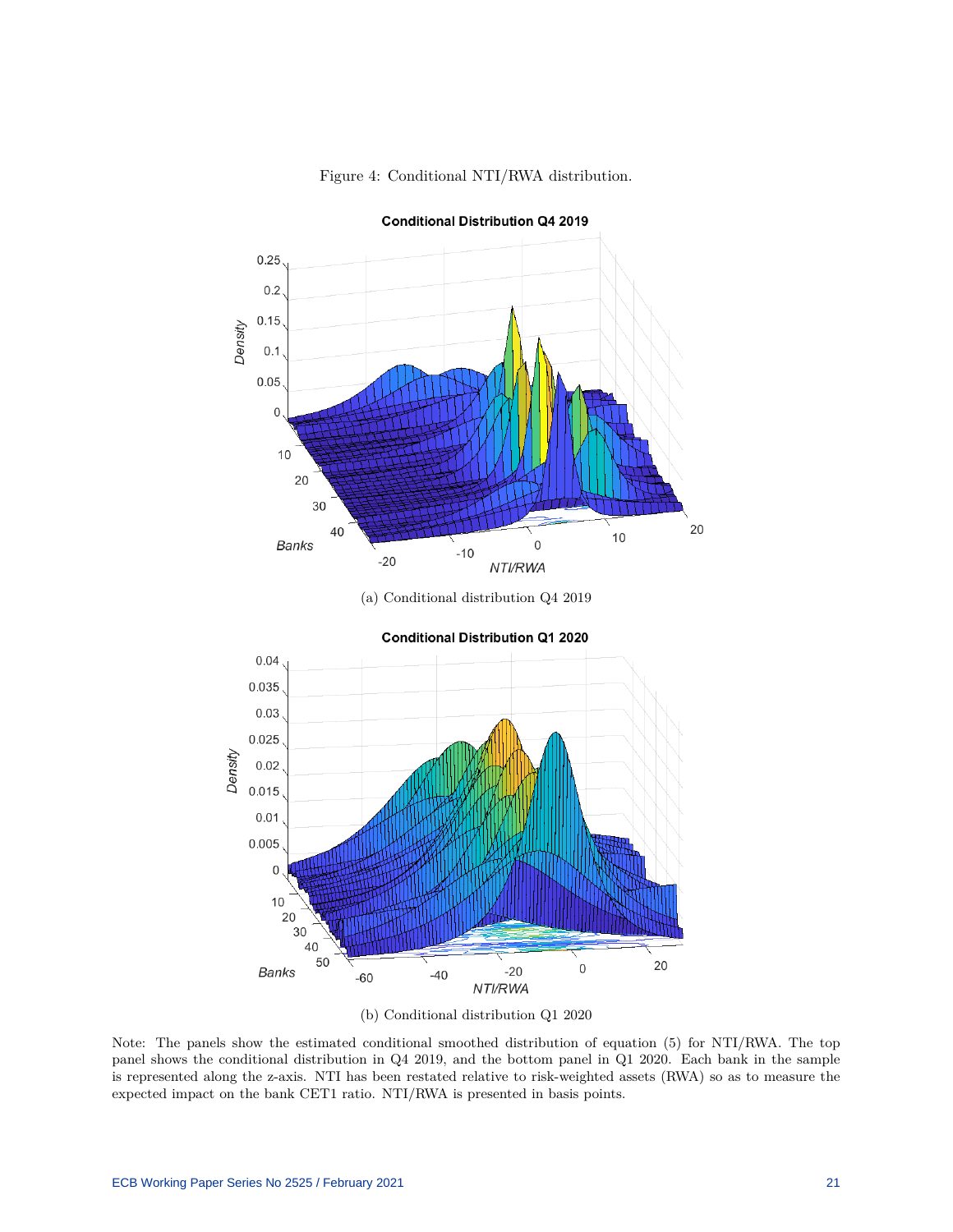Figure 4: Conditional NTI/RWA distribution.

(a) Conditional distribution Q4 2019

(b) Conditional distribution Q1 2020

Note: The panels show the estimated conditional smoothed distribution of equation (5) for NTI/RWA. The top panel shows the conditional distribution in Q4 2019, and the bottom panel in Q1 2020. Each bank in the sample is represented along the z-axis. NTI has been restated relative to risk-weighted assets (RWA) so as to measure the expected impact on the bank CET1 ratio. NTI/RWA is presented in basis points.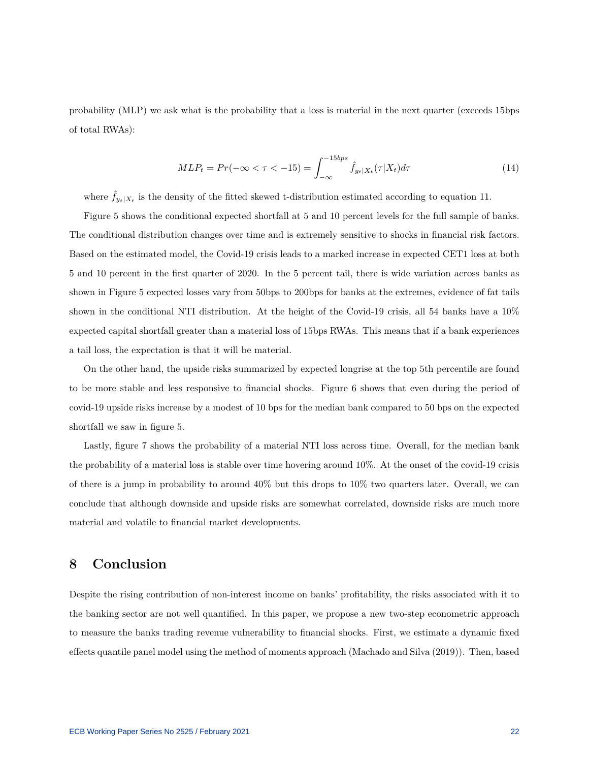probability (MLP) we ask what is the probability that a loss is material in the next quarter (exceeds 15bps of total RWAs):

$$MLP_t = Pr(-\infty < \tau < -15) = \int_{-\infty}^{-15bps} \hat{f}_{y_t|X_t}(\tau|X_t)d\tau \tag{14}$$

where $\hat{f}_{y_t|X_t}$ is the density of the fitted skewed t-distribution estimated according to equation 11.

Figure 5 shows the conditional expected shortfall at 5 and 10 percent levels for the full sample of banks. The conditional distribution changes over time and is extremely sensitive to shocks in financial risk factors. Based on the estimated model, the Covid-19 crisis leads to a marked increase in expected CET1 loss at both 5 and 10 percent in the first quarter of 2020. In the 5 percent tail, there is wide variation across banks as shown in Figure 5 expected losses vary from 50bps to 200bps for banks at the extremes, evidence of fat tails shown in the conditional NTI distribution. At the height of the Covid-19 crisis, all 54 banks have a 10% expected capital shortfall greater than a material loss of 15bps RWAs. This means that if a bank experiences a tail loss, the expectation is that it will be material.

On the other hand, the upside risks summarized by expected longrise at the top 5th percentile are found to be more stable and less responsive to financial shocks. Figure 6 shows that even during the period of covid-19 upside risks increase by a modest of 10 bps for the median bank compared to 50 bps on the expected shortfall we saw in figure 5.

Lastly, figure 7 shows the probability of a material NTI loss across time. Overall, for the median bank the probability of a material loss is stable over time hovering around 10%. At the onset of the covid-19 crisis of there is a jump in probability to around 40% but this drops to 10% two quarters later. Overall, we can conclude that although downside and upside risks are somewhat correlated, downside risks are much more material and volatile to financial market developments.

## 8 Conclusion

Despite the rising contribution of non-interest income on banks' profitability, the risks associated with it to the banking sector are not well quantified. In this paper, we propose a new two-step econometric approach to measure the banks trading revenue vulnerability to financial shocks. First, we estimate a dynamic fixed effects quantile panel model using the method of moments approach (Machado and Silva (2019)). Then, based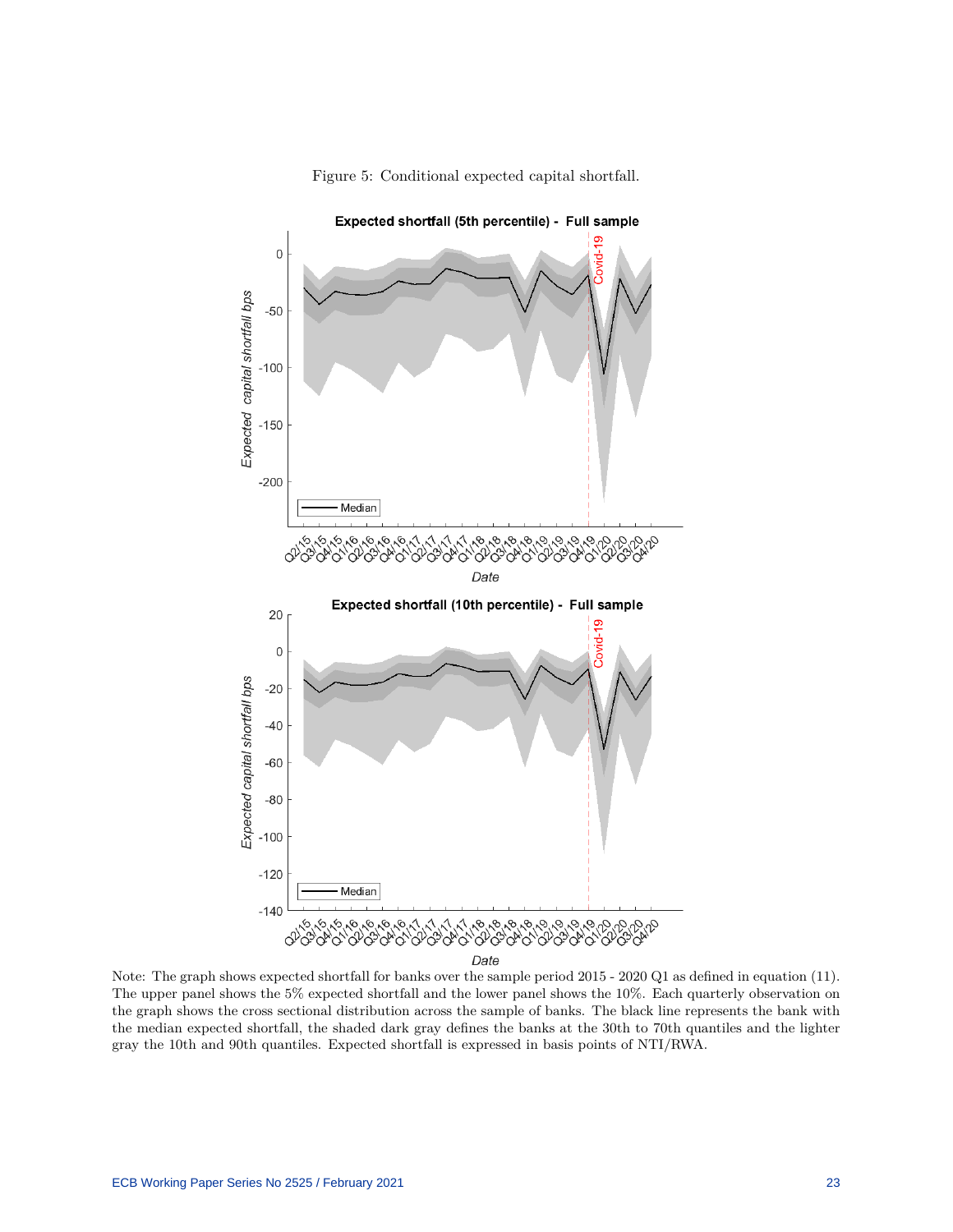Figure 5: Conditional expected capital shortfall.

Note: The graph shows expected shortfall for banks over the sample period 2015 - 2020 Q1 as defined in equation (11). The upper panel shows the 5% expected shortfall and the lower panel shows the 10%. Each quarterly observation on the graph shows the cross sectional distribution across the sample of banks. The black line represents the bank with the median expected shortfall, the shaded dark gray defines the banks at the 30th to 70th quantiles and the lighter gray the 10th and 90th quantiles. Expected shortfall is expressed in basis points of NTI/RWA.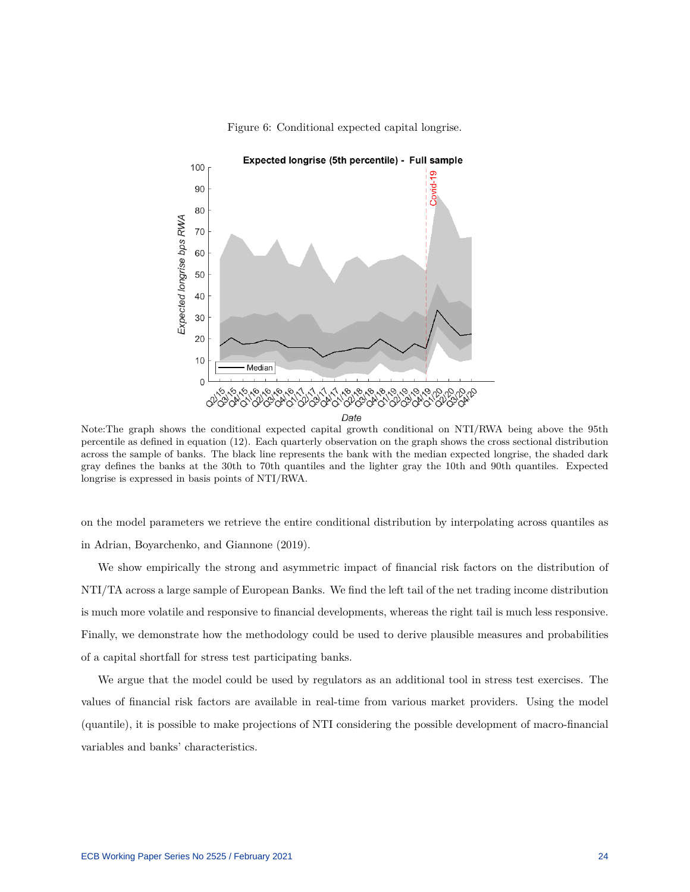Figure 6: Conditional expected capital longrise.

Note:The graph shows the conditional expected capital growth conditional on NTI/RWA being above the 95th percentile as defined in equation (12). Each quarterly observation on the graph shows the cross sectional distribution across the sample of banks. The black line represents the bank with the median expected longrise, the shaded dark gray defines the banks at the 30th to 70th quantiles and the lighter gray the 10th and 90th quantiles. Expected longrise is expressed in basis points of NTI/RWA.

on the model parameters we retrieve the entire conditional distribution by interpolating across quantiles as in Adrian, Boyarchenko, and Giannone (2019).

We show empirically the strong and asymmetric impact of financial risk factors on the distribution of NTI/TA across a large sample of European Banks. We find the left tail of the net trading income distribution is much more volatile and responsive to financial developments, whereas the right tail is much less responsive. Finally, we demonstrate how the methodology could be used to derive plausible measures and probabilities of a capital shortfall for stress test participating banks.

We argue that the model could be used by regulators as an additional tool in stress test exercises. The values of financial risk factors are available in real-time from various market providers. Using the model (quantile), it is possible to make projections of NTI considering the possible development of macro-financial variables and banks' characteristics.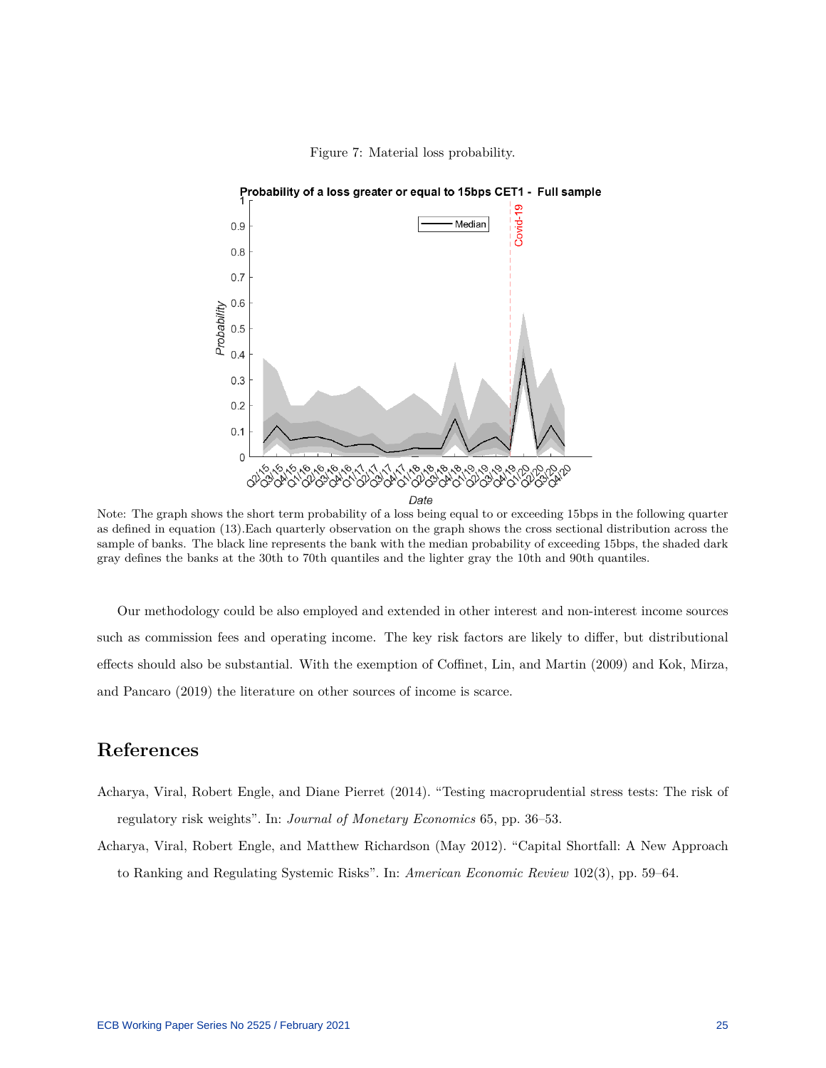Figure 7: Material loss probability.

Note: The graph shows the short term probability of a loss being equal to or exceeding 15bps in the following quarter as defined in equation (13).Each quarterly observation on the graph shows the cross sectional distribution across the sample of banks. The black line represents the bank with the median probability of exceeding 15bps, the shaded dark gray defines the banks at the 30th to 70th quantiles and the lighter gray the 10th and 90th quantiles.

Our methodology could be also employed and extended in other interest and non-interest income sources such as commission fees and operating income. The key risk factors are likely to differ, but distributional effects should also be substantial. With the exemption of Coffinet, Lin, and Martin (2009) and Kok, Mirza, and Pancaro (2019) the literature on other sources of income is scarce.

# References

Acharya, Viral, Robert Engle, and Diane Pierret (2014). "Testing macroprudential stress tests: The risk of regulatory risk weights". In: *Journal of Monetary Economics* 65, pp. 36–53.

Acharya, Viral, Robert Engle, and Matthew Richardson (May 2012). "Capital Shortfall: A New Approach to Ranking and Regulating Systemic Risks". In: *American Economic Review* 102(3), pp. 59–64.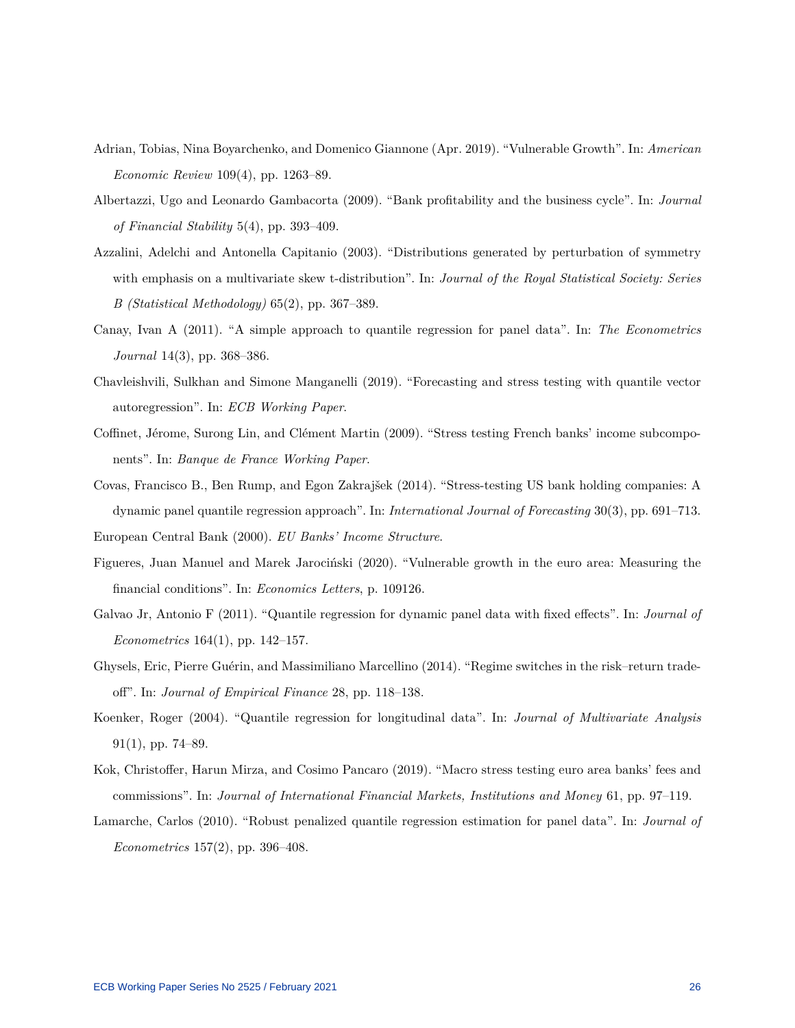Adrian, Tobias, Nina Boyarchenko, and Domenico Giannone (Apr. 2019). "Vulnerable Growth". In: *American Economic Review* 109(4), pp. 1263–89.

Albertazzi, Ugo and Leonardo Gambacorta (2009). "Bank profitability and the business cycle". In: *Journal of Financial Stability* 5(4), pp. 393–409.

Azzalini, Adelchi and Antonella Capitanio (2003). "Distributions generated by perturbation of symmetry with emphasis on a multivariate skew t-distribution". In: *Journal of the Royal Statistical Society: Series B (Statistical Methodology)* 65(2), pp. 367–389.

Canay, Ivan A (2011). "A simple approach to quantile regression for panel data". In: *The Econometrics Journal* 14(3), pp. 368–386.

Chavleishvili, Sulkhan and Simone Manganelli (2019). "Forecasting and stress testing with quantile vector autoregression". In: *ECB Working Paper*.

Coffinet, Jérome, Surong Lin, and Clément Martin (2009). "Stress testing French banks' income subcomponents". In: *Banque de France Working Paper*.

Covas, Francisco B., Ben Rump, and Egon Zakrajšek (2014). "Stress-testing US bank holding companies: A dynamic panel quantile regression approach". In: *International Journal of Forecasting* 30(3), pp. 691–713.

European Central Bank (2000). *EU Banks' Income Structure*.

Figueres, Juan Manuel and Marek Jarociński (2020). "Vulnerable growth in the euro area: Measuring the financial conditions". In: *Economics Letters*, p. 109126.

Galvao Jr, Antonio F (2011). "Quantile regression for dynamic panel data with fixed effects". In: *Journal of Econometrics* 164(1), pp. 142–157.

Ghysels, Eric, Pierre Guérin, and Massimiliano Marcellino (2014). "Regime switches in the risk–return tradeoff". In: *Journal of Empirical Finance* 28, pp. 118–138.

Koenker, Roger (2004). "Quantile regression for longitudinal data". In: *Journal of Multivariate Analysis* 91(1), pp. 74–89.

Kok, Christoffer, Harun Mirza, and Cosimo Pancaro (2019). "Macro stress testing euro area banks' fees and commissions". In: *Journal of International Financial Markets, Institutions and Money* 61, pp. 97–119.

Lamarche, Carlos (2010). "Robust penalized quantile regression estimation for panel data". In: *Journal of Econometrics* 157(2), pp. 396–408.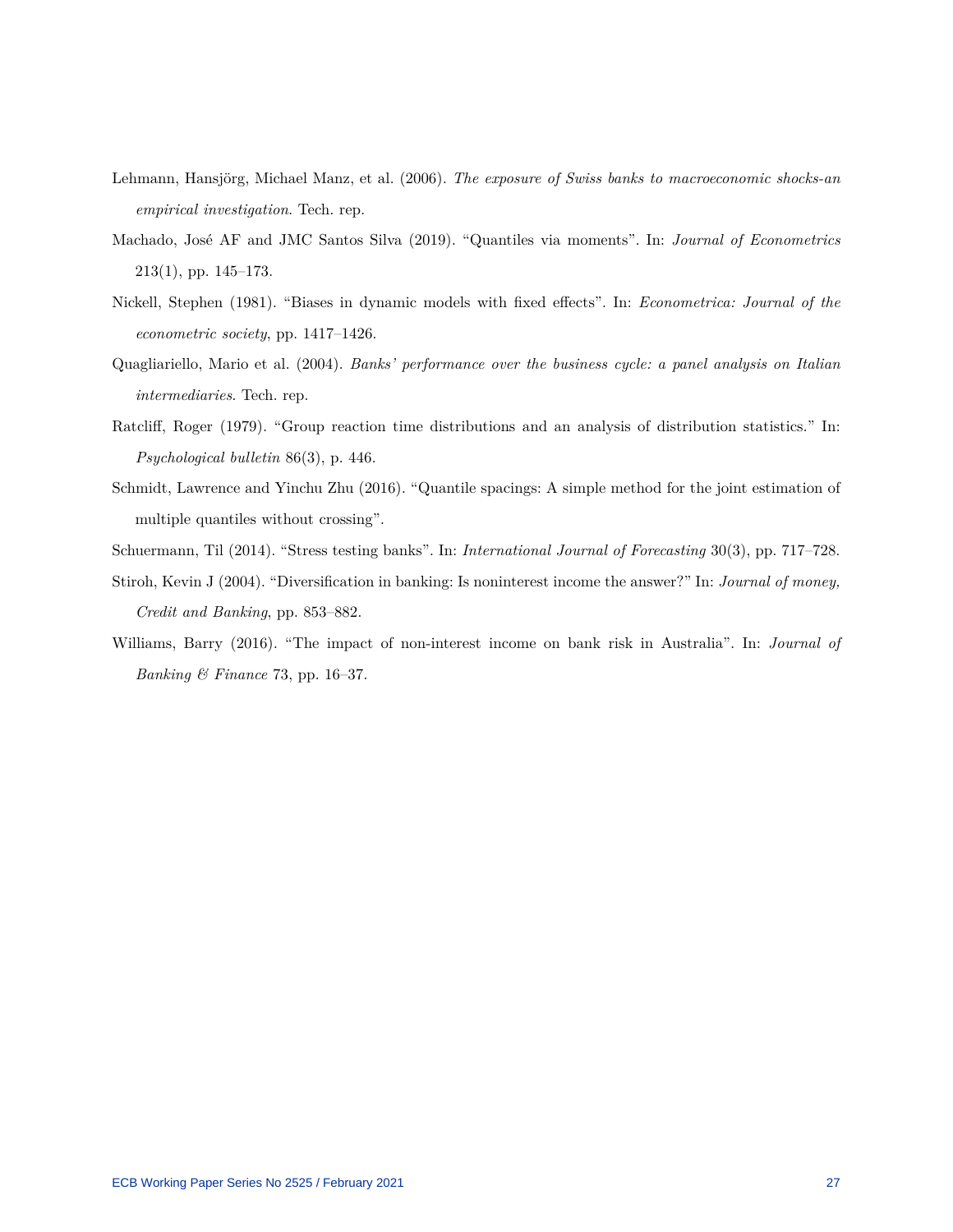Lehmann, Hansjörg, Michael Manz, et al. (2006). *The exposure of Swiss banks to macroeconomic shocks-an empirical investigation*. Tech. rep.

Machado, José AF and JMC Santos Silva (2019). "Quantiles via moments". In: *Journal of Econometrics* 213(1), pp. 145–173.

Nickell, Stephen (1981). "Biases in dynamic models with fixed effects". In: *Econometrica: Journal of the econometric society*, pp. 1417–1426.

Quagliariello, Mario et al. (2004). *Banks' performance over the business cycle: a panel analysis on Italian intermediaries*. Tech. rep.

Ratcliff, Roger (1979). "Group reaction time distributions and an analysis of distribution statistics." In: *Psychological bulletin* 86(3), p. 446.

Schmidt, Lawrence and Yinchu Zhu (2016). "Quantile spacings: A simple method for the joint estimation of multiple quantiles without crossing".

Schuermann, Til (2014). "Stress testing banks". In: *International Journal of Forecasting* 30(3), pp. 717–728.

Stiroh, Kevin J (2004). "Diversification in banking: Is noninterest income the answer?" In: *Journal of money, Credit and Banking*, pp. 853–882.

Williams, Barry (2016). "The impact of non-interest income on bank risk in Australia". In: *Journal of Banking & Finance* 73, pp. 16–37.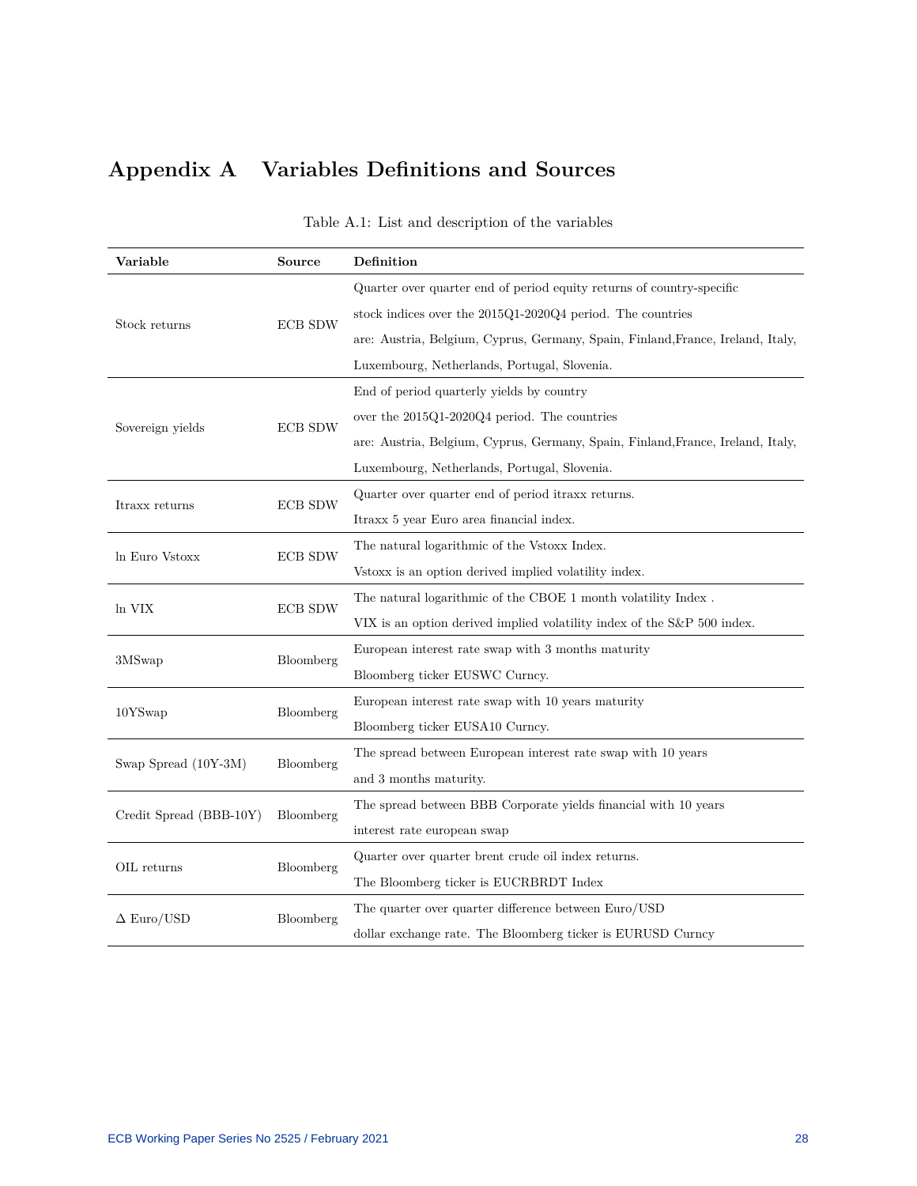# Appendix A Variables Definitions and Sources

Table A.1: List and description of the variables

| Variable | Source | Definition |
|---|---|---|
| Stock returns | ECB SDW | Quarter over quarter end of period equity returns of country-specific stock indices over the 2015Q1-2020Q4 period. The countries are: Austria, Belgium, Cyprus, Germany, Spain, Finland,France, Ireland, Italy, Luxembourg, Netherlands, Portugal, Slovenia. |
| Sovereign yields | ECB SDW | End of period quarterly yields by country over the 2015Q1-2020Q4 period. The countries are: Austria, Belgium, Cyprus, Germany, Spain, Finland,France, Ireland, Italy, Luxembourg, Netherlands, Portugal, Slovenia. |
| Itraxx returns | ECB SDW | Quarter over quarter end of period itraxx returns. Itraxx 5 year Euro area financial index. |
| ln Euro Vstoxx | ECB SDW | The natural logarithmic of the Vstoxx Index. Vstoxx is an option derived implied volatility index. |
| ln VIX | ECB SDW | The natural logarithmic of the CBOE 1 month volatility Index . VIX is an option derived implied volatility index of the S&P 500 index. |
| 3MSwap | Bloomberg | European interest rate swap with 3 months maturity Bloomberg ticker EUSWC Curncy. |
| 10YSwap | Bloomberg | European interest rate swap with 10 years maturity Bloomberg ticker EUSA10 Curncy. |
| Swap Spread (10Y-3M) | Bloomberg | The spread between European interest rate swap with 10 years and 3 months maturity. |
| Credit Spread (BBB-10Y) | Bloomberg | The spread between BBB Corporate yields financial with 10 years interest rate european swap |
| OIL returns | Bloomberg | Quarter over quarter brent crude oil index returns. The Bloomberg ticker is EUCRBRDT Index |
| $\Delta$ Euro/USD | Bloomberg | The quarter over quarter difference between Euro/USD dollar exchange rate. The Bloomberg ticker is EURUSD Curncy |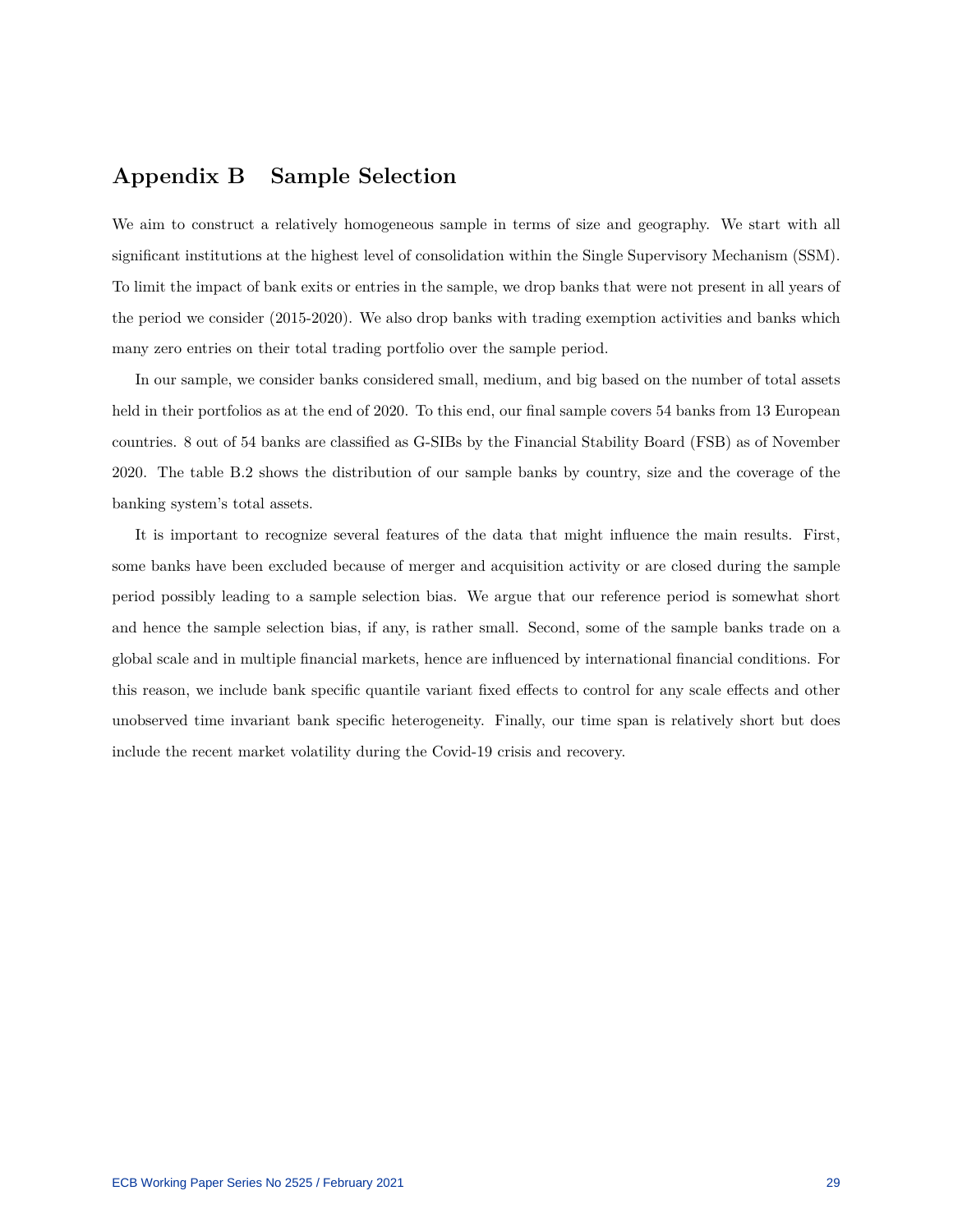# Appendix B Sample Selection

We aim to construct a relatively homogeneous sample in terms of size and geography. We start with all significant institutions at the highest level of consolidation within the Single Supervisory Mechanism (SSM). To limit the impact of bank exits or entries in the sample, we drop banks that were not present in all years of the period we consider (2015-2020). We also drop banks with trading exemption activities and banks which many zero entries on their total trading portfolio over the sample period.

In our sample, we consider banks considered small, medium, and big based on the number of total assets held in their portfolios as at the end of 2020. To this end, our final sample covers 54 banks from 13 European countries. 8 out of 54 banks are classified as G-SIBs by the Financial Stability Board (FSB) as of November 2020. The table B.2 shows the distribution of our sample banks by country, size and the coverage of the banking system's total assets.

It is important to recognize several features of the data that might influence the main results. First, some banks have been excluded because of merger and acquisition activity or are closed during the sample period possibly leading to a sample selection bias. We argue that our reference period is somewhat short and hence the sample selection bias, if any, is rather small. Second, some of the sample banks trade on a global scale and in multiple financial markets, hence are influenced by international financial conditions. For this reason, we include bank specific quantile variant fixed effects to control for any scale effects and other unobserved time invariant bank specific heterogeneity. Finally, our time span is relatively short but does include the recent market volatility during the Covid-19 crisis and recovery.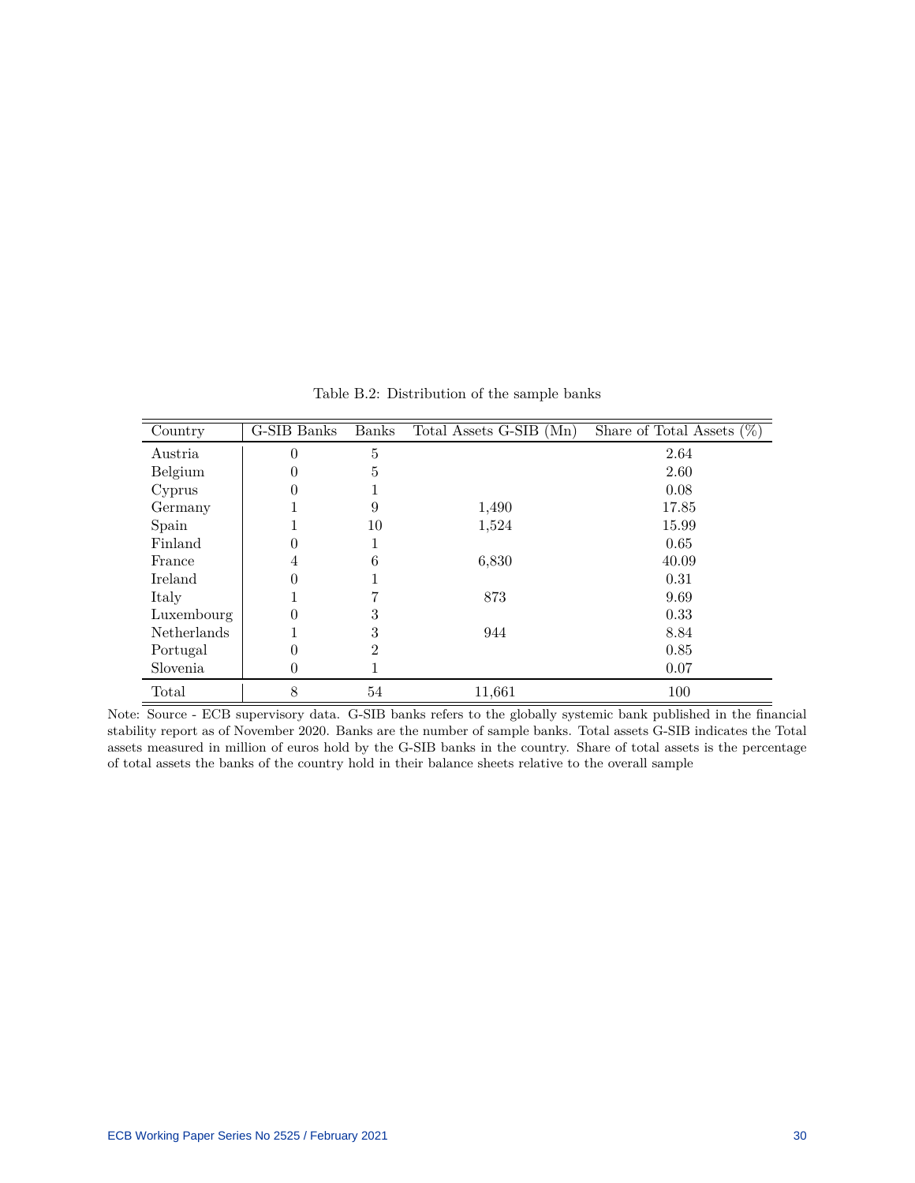Table B.2: Distribution of the sample banks

| Country | G-SIB Banks | Banks | Total Assets G-SIB (Mn) | Share of Total Assets (%) |
|---|---|---|---|---|
| Austria | 0 | 5 | | 2.64 |
| Belgium | 0 | 5 | | 2.60 |
| Cyprus | 0 | 1 | | 0.08 |
| Germany | 1 | 9 | 1,490 | 17.85 |
| Spain | 1 | 10 | 1,524 | 15.99 |
| Finland | 0 | 1 | | 0.65 |
| France | 4 | 6 | 6,830 | 40.09 |
| Ireland | 0 | 1 | | 0.31 |
| Italy | 1 | 7 | 873 | 9.69 |
| Luxembourg | 0 | 3 | | 0.33 |
| Netherlands | 1 | 3 | 944 | 8.84 |
| Portugal | 0 | 2 | | 0.85 |
| Slovenia | 0 | 1 | | 0.07 |
| Total | 8 | 54 | 11,661 | 100 |

Note: Source - ECB supervisory data. G-SIB banks refers to the globally systemic bank published in the financial stability report as of November 2020. Banks are the number of sample banks. Total assets G-SIB indicates the Total assets measured in million of euros hold by the G-SIB banks in the country. Share of total assets is the percentage of total assets the banks of the country hold in their balance sheets relative to the overall sample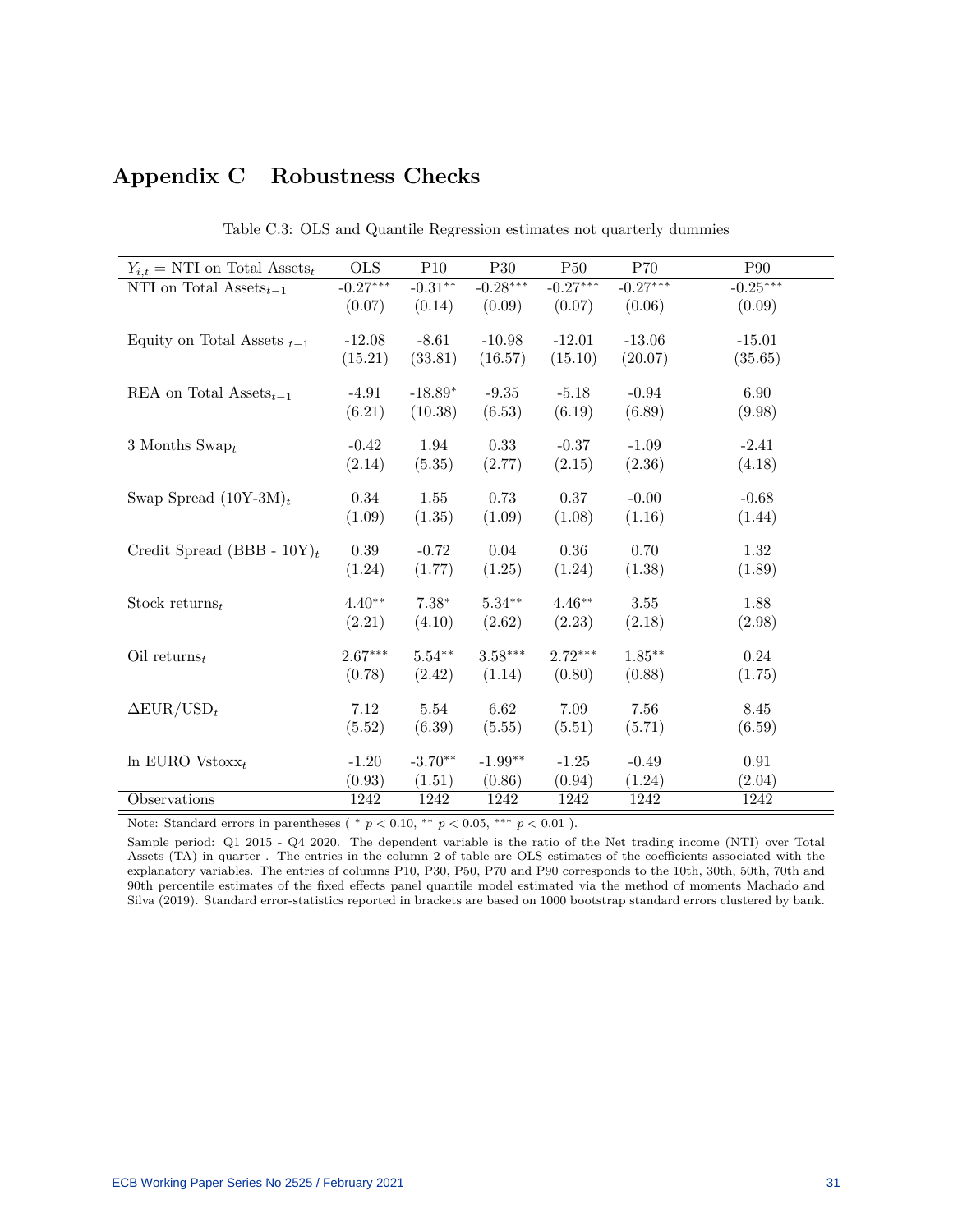# Appendix C Robustness Checks

Table C.3: OLS and Quantile Regression estimates not quarterly dummies

| $Y_{i,t}$ = NTI on Total Assets$_t$ | OLS | P10 | P30 | P50 | P70 | P90 |
|---|---|---|---|---|---|---|
| NTI on Total Assets$_{t-1}$ | -0.27*** | -0.31** | -0.28*** | -0.27*** | -0.27*** | -0.25*** |
| | (0.07) | (0.14) | (0.09) | (0.07) | (0.06) | (0.09) |
| Equity on Total Assets $_{t-1}$ | -12.08 | -8.61 | -10.98 | -12.01 | -13.06 | -15.01 |
| | (15.21) | (33.81) | (16.57) | (15.10) | (20.07) | (35.65) |
| REA on Total Assets$_{t-1}$ | -4.91 | -18.89* | -9.35 | -5.18 | -0.94 | 6.90 |
| | (6.21) | (10.38) | (6.53) | (6.19) | (6.89) | (9.98) |
| 3 Months Swap$_t$ | -0.42 | 1.94 | 0.33 | -0.37 | -1.09 | -2.41 |
| | (2.14) | (5.35) | (2.77) | (2.15) | (2.36) | (4.18) |
| Swap Spread (10Y-3M)$_t$ | 0.34 | 1.55 | 0.73 | 0.37 | -0.00 | -0.68 |
| | (1.09) | (1.35) | (1.09) | (1.08) | (1.16) | (1.44) |
| Credit Spread (BBB - 10Y)$_t$ | 0.39 | -0.72 | 0.04 | 0.36 | 0.70 | 1.32 |
| | (1.24) | (1.77) | (1.25) | (1.24) | (1.38) | (1.89) |
| Stock returns$_t$ | 4.40** | 7.38* | 5.34** | 4.46** | 3.55 | 1.88 |
| | (2.21) | (4.10) | (2.62) | (2.23) | (2.18) | (2.98) |
| Oil returns$_t$ | 2.67*** | 5.54** | 3.58*** | 2.72*** | 1.85** | 0.24 |
| | (0.78) | (2.42) | (1.14) | (0.80) | (0.88) | (1.75) |
| $\Delta$EUR/USD$_t$ | 7.12 | 5.54 | 6.62 | 7.09 | 7.56 | 8.45 |
| | (5.52) | (6.39) | (5.55) | (5.51) | (5.71) | (6.59) |
| ln EURO Vstoxx$_t$ | -1.20 | -3.70** | -1.99** | -1.25 | -0.49 | 0.91 |
| | (0.93) | (1.51) | (0.86) | (0.94) | (1.24) | (2.04) |
| Observations | 1242 | 1242 | 1242 | 1242 | 1242 | 1242 |

Note: Standard errors in parentheses ( * $p < 0.10$, ** $p < 0.05$, *** $p < 0.01$ ).

Sample period: Q1 2015 - Q4 2020. The dependent variable is the ratio of the Net trading income (NTI) over Total Assets (TA) in quarter . The entries in the column 2 of table are OLS estimates of the coefficients associated with the explanatory variables. The entries of columns P10, P30, P50, P70 and P90 corresponds to the 10th, 30th, 50th, 70th and 90th percentile estimates of the fixed effects panel quantile model estimated via the method of moments Machado and Silva (2019). Standard error-statistics reported in brackets are based on 1000 bootstrap standard errors clustered by bank.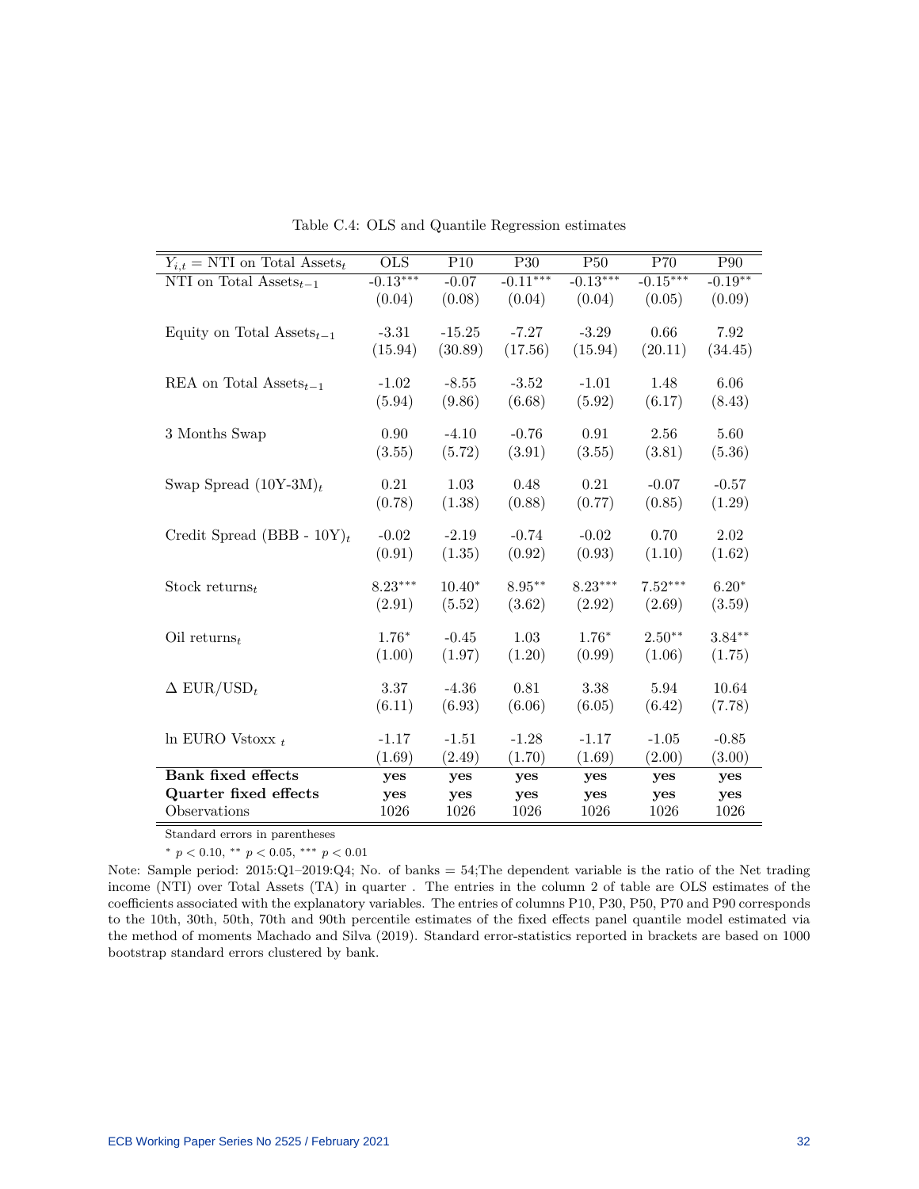Table C.4: OLS and Quantile Regression estimates

| $Y_{i,t}$ = NTI on Total Assets$_t$ | OLS | P10 | P30 | P50 | P70 | P90 |
|---|---|---|---|---|---|---|
| NTI on Total Assets$_{t-1}$ | -0.13*** | -0.07 | -0.11*** | -0.13*** | -0.15*** | -0.19** |
| | (0.04) | (0.08) | (0.04) | (0.04) | (0.05) | (0.09) |
| Equity on Total Assets$_{t-1}$ | -3.31 | -15.25 | -7.27 | -3.29 | 0.66 | 7.92 |
| | (15.94) | (30.89) | (17.56) | (15.94) | (20.11) | (34.45) |
| REA on Total Assets$_{t-1}$ | -1.02 | -8.55 | -3.52 | -1.01 | 1.48 | 6.06 |
| | (5.94) | (9.86) | (6.68) | (5.92) | (6.17) | (8.43) |
| 3 Months Swap | 0.90 | -4.10 | -0.76 | 0.91 | 2.56 | 5.60 |
| | (3.55) | (5.72) | (3.91) | (3.55) | (3.81) | (5.36) |
| Swap Spread (10Y-3M)$_t$ | 0.21 | 1.03 | 0.48 | 0.21 | -0.07 | -0.57 |
| | (0.78) | (1.38) | (0.88) | (0.77) | (0.85) | (1.29) |
| Credit Spread (BBB - 10Y)$_t$ | -0.02 | -2.19 | -0.74 | -0.02 | 0.70 | 2.02 |
| | (0.91) | (1.35) | (0.92) | (0.93) | (1.10) | (1.62) |
| Stock returns$_t$ | 8.23*** | 10.40* | 8.95** | 8.23*** | 7.52*** | 6.20* |
| | (2.91) | (5.52) | (3.62) | (2.92) | (2.69) | (3.59) |
| Oil returns$_t$ | 1.76* | -0.45 | 1.03 | 1.76* | 2.50** | 3.84** |
| | (1.00) | (1.97) | (1.20) | (0.99) | (1.06) | (1.75) |
| $\Delta$ EUR/USD$_t$ | 3.37 | -4.36 | 0.81 | 3.38 | 5.94 | 10.64 |
| | (6.11) | (6.93) | (6.06) | (6.05) | (6.42) | (7.78) |
| ln EURO Vstoxx $_t$ | -1.17 | -1.51 | -1.28 | -1.17 | -1.05 | -0.85 |
| | (1.69) | (2.49) | (1.70) | (1.69) | (2.00) | (3.00) |
| **Bank fixed effects** | **yes** | **yes** | **yes** | **yes** | **yes** | **yes** |
| **Quarter fixed effects** | **yes** | **yes** | **yes** | **yes** | **yes** | **yes** |
| Observations | 1026 | 1026 | 1026 | 1026 | 1026 | 1026 |

Standard errors in parentheses

* $p < 0.10$, ** $p < 0.05$, *** $p < 0.01$

Note: Sample period: 2015:Q1–2019:Q4; No. of banks = 54;The dependent variable is the ratio of the Net trading income (NTI) over Total Assets (TA) in quarter . The entries in the column 2 of table are OLS estimates of the coefficients associated with the explanatory variables. The entries of columns P10, P30, P50, P70 and P90 corresponds to the 10th, 30th, 50th, 70th and 90th percentile estimates of the fixed effects panel quantile model estimated via the method of moments Machado and Silva (2019). Standard error-statistics reported in brackets are based on 1000 bootstrap standard errors clustered by bank.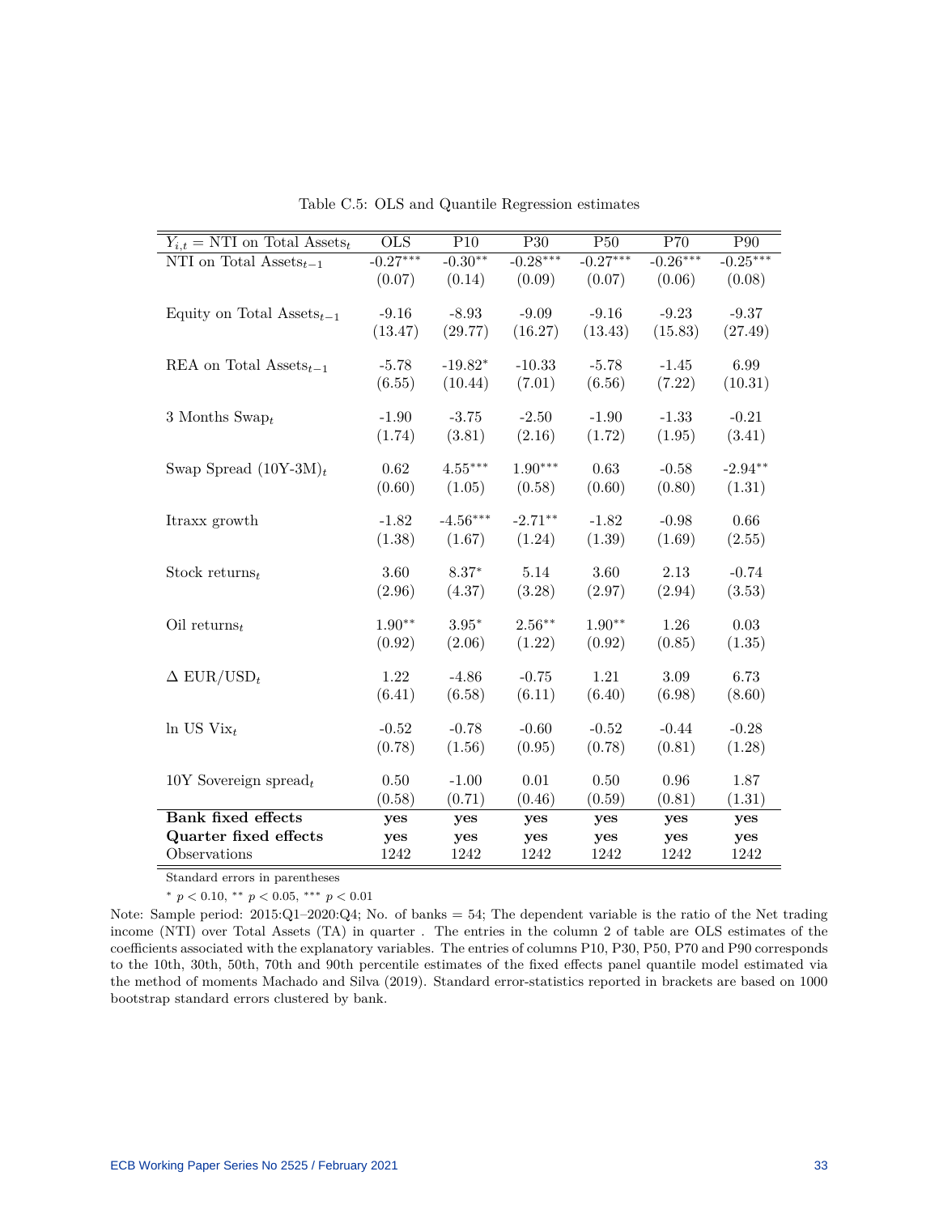Table C.5: OLS and Quantile Regression estimates

| $Y_{i,t}$ = NTI on Total Assets$_t$ | OLS | P10 | P30 | P50 | P70 | P90 |
|---|---|---|---|---|---|---|
| NTI on Total Assets$_{t-1}$ | -0.27*** | -0.30** | -0.28*** | -0.27*** | -0.26*** | -0.25*** |
| | (0.07) | (0.14) | (0.09) | (0.07) | (0.06) | (0.08) |
| Equity on Total Assets$_{t-1}$ | -9.16 | -8.93 | -9.09 | -9.16 | -9.23 | -9.37 |
| | (13.47) | (29.77) | (16.27) | (13.43) | (15.83) | (27.49) |
| REA on Total Assets$_{t-1}$ | -5.78 | -19.82* | -10.33 | -5.78 | -1.45 | 6.99 |
| | (6.55) | (10.44) | (7.01) | (6.56) | (7.22) | (10.31) |
| 3 Months Swap$_t$ | -1.90 | -3.75 | -2.50 | -1.90 | -1.33 | -0.21 |
| | (1.74) | (3.81) | (2.16) | (1.72) | (1.95) | (3.41) |
| Swap Spread (10Y-3M)$_t$ | 0.62 | 4.55*** | 1.90*** | 0.63 | -0.58 | -2.94** |
| | (0.60) | (1.05) | (0.58) | (0.60) | (0.80) | (1.31) |
| Itraxx growth | -1.82 | -4.56*** | -2.71** | -1.82 | -0.98 | 0.66 |
| | (1.38) | (1.67) | (1.24) | (1.39) | (1.69) | (2.55) |
| Stock returns$_t$ | 3.60 | 8.37* | 5.14 | 3.60 | 2.13 | -0.74 |
| | (2.96) | (4.37) | (3.28) | (2.97) | (2.94) | (3.53) |
| Oil returns$_t$ | 1.90** | 3.95* | 2.56** | 1.90** | 1.26 | 0.03 |
| | (0.92) | (2.06) | (1.22) | (0.92) | (0.85) | (1.35) |
| $\Delta$ EUR/USD$_t$ | 1.22 | -4.86 | -0.75 | 1.21 | 3.09 | 6.73 |
| | (6.41) | (6.58) | (6.11) | (6.40) | (6.98) | (8.60) |
| ln US Vix$_t$ | -0.52 | -0.78 | -0.60 | -0.52 | -0.44 | -0.28 |
| | (0.78) | (1.56) | (0.95) | (0.78) | (0.81) | (1.28) |
| 10Y Sovereign spread$_t$ | 0.50 | -1.00 | 0.01 | 0.50 | 0.96 | 1.87 |
| | (0.58) | (0.71) | (0.46) | (0.59) | (0.81) | (1.31) |
| **Bank fixed effects** | yes | yes | yes | yes | yes | yes |
| **Quarter fixed effects** | yes | yes | yes | yes | yes | yes |
| Observations | 1242 | 1242 | 1242 | 1242 | 1242 | 1242 |

Standard errors in parentheses

* $p < 0.10$, ** $p < 0.05$, *** $p < 0.01$

Note: Sample period: 2015:Q1–2020:Q4; No. of banks = 54; The dependent variable is the ratio of the Net trading income (NTI) over Total Assets (TA) in quarter . The entries in the column 2 of table are OLS estimates of the coefficients associated with the explanatory variables. The entries of columns P10, P30, P50, P70 and P90 corresponds to the 10th, 30th, 50th, 70th and 90th percentile estimates of the fixed effects panel quantile model estimated via the method of moments Machado and Silva (2019). Standard error-statistics reported in brackets are based on 1000 bootstrap standard errors clustered by bank.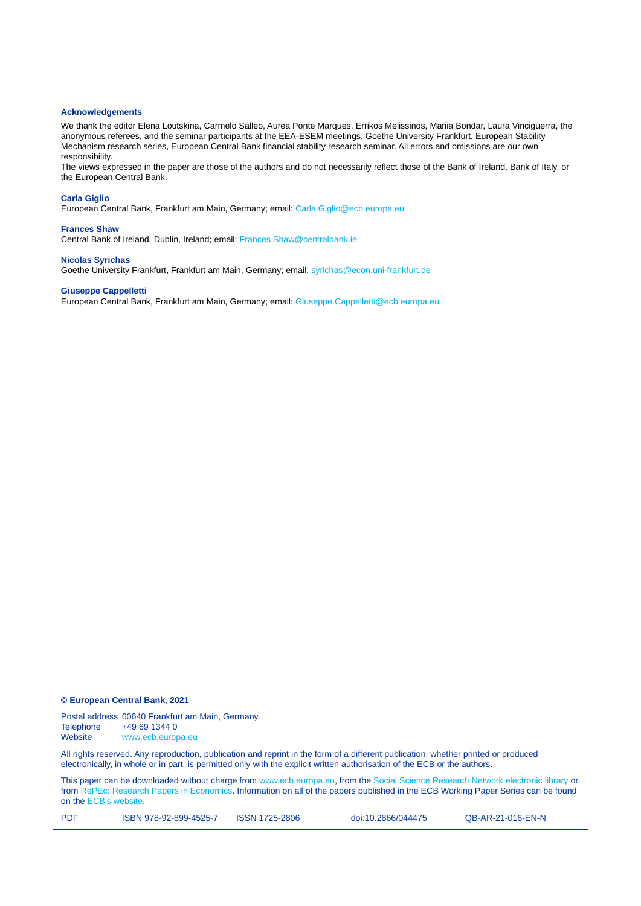**Acknowledgements**

We thank the editor Elena Loutskina, Carmelo Salleo, Aurea Ponte Marques, Errikos Melissinos, Mariia Bondar, Laura Vinciguerra, the anonymous referees, and the seminar participants at the EEA-ESEM meetings, Goethe University Frankfurt, European Stability Mechanism research series, European Central Bank financial stability research seminar. All errors and omissions are our own responsibility.

The views expressed in the paper are those of the authors and do not necessarily reflect those of the Bank of Ireland, Bank of Italy, or the European Central Bank.

**Carla Giglio**
European Central Bank, Frankfurt am Main, Germany; email: Carla.Giglio@ecb.europa.eu

**Frances Shaw**
Central Bank of Ireland, Dublin, Ireland; email: Frances.Shaw@centralbank.ie

**Nicolas Syrichas**
Goethe University Frankfurt, Frankfurt am Main, Germany; email: syrichas@econ.uni-frankfurt.de

**Giuseppe Cappelletti**
European Central Bank, Frankfurt am Main, Germany; email: Giuseppe.Cappelletti@ecb.europa.eu

**© European Central Bank, 2021**

Postal address 60640 Frankfurt am Main, Germany
Telephone +49 69 1344 0
Website www.ecb.europa.eu

All rights reserved. Any reproduction, publication and reprint in the form of a different publication, whether printed or produced electronically, in whole or in part, is permitted only with the explicit written authorisation of the ECB or the authors.

This paper can be downloaded without charge from www.ecb.europa.eu, from the Social Science Research Network electronic library or from RePEc: Research Papers in Economics. Information on all of the papers published in the ECB Working Paper Series can be found on the ECB's website.

| | | | | |
|---|---|---|---|---|
| PDF | ISBN 978-92-899-4525-7 | ISSN 1725-2806 | doi:10.2866/044475 | QB-AR-21-016-EN-N |